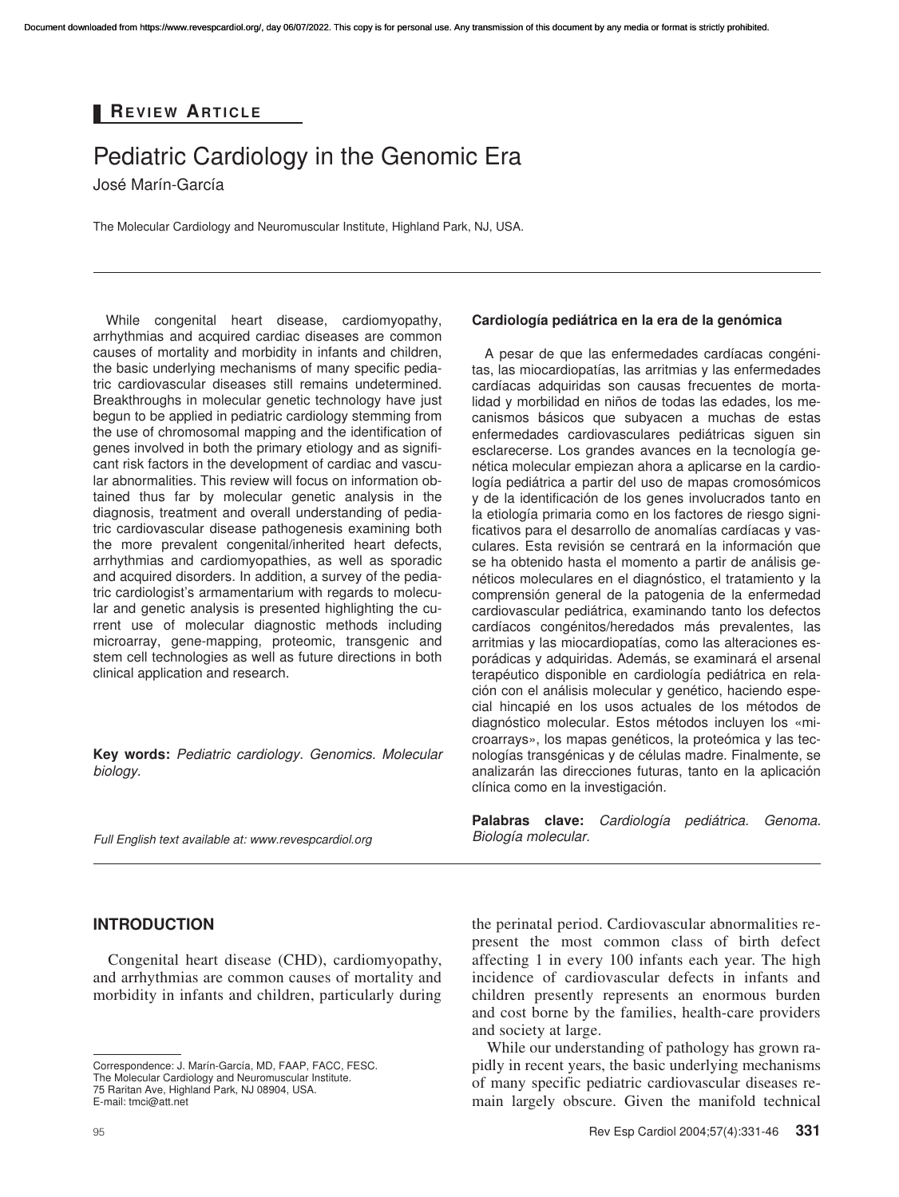## REVIEW ARTICLE

# Pediatric Cardiology in the Genomic Era

José Marín-García

The Molecular Cardiology and Neuromuscular Institute, Highland Park, NJ, USA.

While congenital heart disease, cardiomyopathy, arrhythmias and acquired cardiac diseases are common causes of mortality and morbidity in infants and children, the basic underlying mechanisms of many specific pediatric cardiovascular diseases still remains undetermined. Breakthroughs in molecular genetic technology have just begun to be applied in pediatric cardiology stemming from the use of chromosomal mapping and the identification of genes involved in both the primary etiology and as significant risk factors in the development of cardiac and vascular abnormalities. This review will focus on information obtained thus far by molecular genetic analysis in the diagnosis, treatment and overall understanding of pediatric cardiovascular disease pathogenesis examining both the more prevalent congenital/inherited heart defects, arrhythmias and cardiomyopathies, as well as sporadic and acquired disorders. In addition, a survey of the pediatric cardiologist's armamentarium with regards to molecular and genetic analysis is presented highlighting the current use of molecular diagnostic methods including microarray, gene-mapping, proteomic, transgenic and stem cell technologies as well as future directions in both clinical application and research.

**Key words:** *Pediatric cardiology. Genomics. Molecular biology.*

*Full English text available at: www.revespcardiol.org*

**Cardiología pediátrica en la era de la genómica**

A pesar de que las enfermedades cardíacas congénitas, las miocardiopatías, las arritmias y las enfermedades cardíacas adquiridas son causas frecuentes de mortalidad y morbilidad en niños de todas las edades, los mecanismos básicos que subyacen a muchas de estas enfermedades cardiovasculares pediátricas siguen sin esclarecerse. Los grandes avances en la tecnología genética molecular empiezan ahora a aplicarse en la cardiología pediátrica a partir del uso de mapas cromosómicos y de la identificación de los genes involucrados tanto en la etiología primaria como en los factores de riesgo significativos para el desarrollo de anomalías cardíacas y vasculares. Esta revisión se centrará en la información que se ha obtenido hasta el momento a partir de análisis genéticos moleculares en el diagnóstico, el tratamiento y la comprensión general de la patogenia de la enfermedad cardiovascular pediátrica, examinando tanto los defectos cardíacos congénitos/heredados más prevalentes, las arritmias y las miocardiopatías, como las alteraciones esporádicas y adquiridas. Además, se examinará el arsenal terapéutico disponible en cardiología pediátrica en relación con el análisis molecular y genético, haciendo especial hincapié en los usos actuales de los métodos de diagnóstico molecular. Estos métodos incluyen los «microarrays», los mapas genéticos, la proteómica y las tecnologías transgénicas y de células madre. Finalmente, se analizarán las direcciones futuras, tanto en la aplicación clínica como en la investigación.

**Palabras clave:** *Cardiología pediátrica. Genoma. Biología molecular.*

## INTRODUCTION

Congenital heart disease (CHD), cardiomyopathy, and arrhythmias are common causes of mortality and morbidity in infants and children, particularly during the perinatal period. Cardiovascular abnormalities represent the most common class of birth defect affecting 1 in every 100 infants each year. The high incidence of cardiovascular defects in infants and children presently represents an enormous burden and cost borne by the families, health-care providers and society at large.

While our understanding of pathology has grown rapidly in recent years, the basic underlying mechanisms of many specific pediatric cardiovascular diseases remain largely obscure. Given the manifold technical

Correspondence: J. Marín-García, MD, FAAP, FACC, FESC.
The Molecular Cardiology and Neuromuscular Institute.
75 Raritan Ave, Highland Park, NJ 08904, USA.
E-mail: tmci@att.net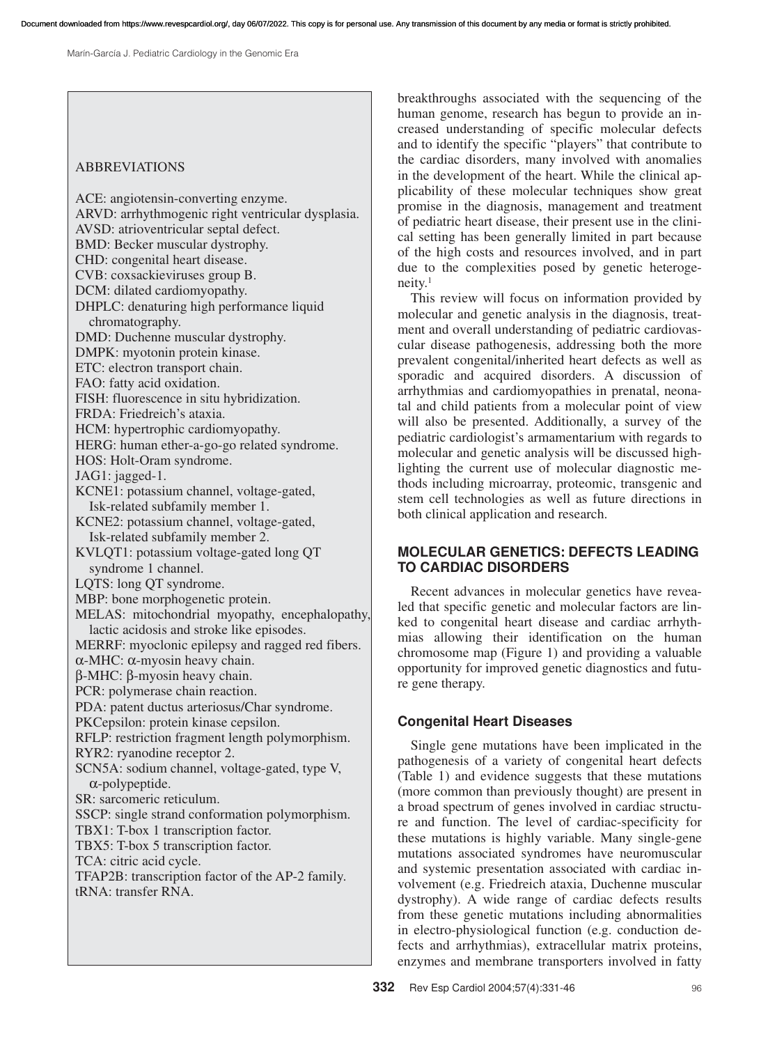## ABBREVIATIONS

ACE: angiotensin-converting enzyme.
ARVD: arrhythmogenic right ventricular dysplasia.
AVSD: atrioventricular septal defect.
BMD: Becker muscular dystrophy.
CHD: congenital heart disease.
CVB: coxsackieviruses group B.
DCM: dilated cardiomyopathy.
DHPLC: denaturing high performance liquid chromatography.
DMD: Duchenne muscular dystrophy.
DMPK: myotonin protein kinase.
ETC: electron transport chain.
FAO: fatty acid oxidation.
FISH: fluorescence in situ hybridization.
FRDA: Friedreich's ataxia.
HCM: hypertrophic cardiomyopathy.
HERG: human ether-a-go-go related syndrome.
HOS: Holt-Oram syndrome.
JAG1: jagged-1.
KCNE1: potassium channel, voltage-gated, Isk-related subfamily member 1.
KCNE2: potassium channel, voltage-gated, Isk-related subfamily member 2.
KVLQT1: potassium voltage-gated long QT syndrome 1 channel.
LQTS: long QT syndrome.
MBP: bone morphogenetic protein.
MELAS: mitochondrial myopathy, encephalopathy, lactic acidosis and stroke like episodes.
MERRF: myoclonic epilepsy and ragged red fibers.
α-MHC: α-myosin heavy chain.
β-MHC: β-myosin heavy chain.
PCR: polymerase chain reaction.
PDA: patent ductus arteriosus/Char syndrome.
PKCepsilon: protein kinase cepsilon.
RFLP: restriction fragment length polymorphism.
RYR2: ryanodine receptor 2.
SCN5A: sodium channel, voltage-gated, type V, α-polypeptide.
SR: sarcomeric reticulum.
SSCP: single strand conformation polymorphism.
TBX1: T-box 1 transcription factor.
TBX5: T-box 5 transcription factor.
TCA: citric acid cycle.
TFAP2B: transcription factor of the AP-2 family.
tRNA: transfer RNA.

breakthroughs associated with the sequencing of the human genome, research has begun to provide an increased understanding of specific molecular defects and to identify the specific "players" that contribute to the cardiac disorders, many involved with anomalies in the development of the heart. While the clinical applicability of these molecular techniques show great promise in the diagnosis, management and treatment of pediatric heart disease, their present use in the clinical setting has been generally limited in part because of the high costs and resources involved, and in part due to the complexities posed by genetic heterogeneity.[1]

This review will focus on information provided by molecular and genetic analysis in the diagnosis, treatment and overall understanding of pediatric cardiovascular disease pathogenesis, addressing both the more prevalent congenital/inherited heart defects as well as sporadic and acquired disorders. A discussion of arrhythmias and cardiomyopathies in prenatal, neonatal and child patients from a molecular point of view will also be presented. Additionally, a survey of the pediatric cardiologist's armamentarium with regards to molecular and genetic analysis will be discussed highlighting the current use of molecular diagnostic methods including microarray, proteomic, transgenic and stem cell technologies as well as future directions in both clinical application and research.

## MOLECULAR GENETICS: DEFECTS LEADING TO CARDIAC DISORDERS

Recent advances in molecular genetics have revealed that specific genetic and molecular factors are linked to congenital heart disease and cardiac arrhythmias allowing their identification on the human chromosome map (Figure 1) and providing a valuable opportunity for improved genetic diagnostics and future gene therapy.

### Congenital Heart Diseases

Single gene mutations have been implicated in the pathogenesis of a variety of congenital heart defects (Table 1) and evidence suggests that these mutations (more common than previously thought) are present in a broad spectrum of genes involved in cardiac structure and function. The level of cardiac-specificity for these mutations is highly variable. Many single-gene mutations associated syndromes have neuromuscular and systemic presentation associated with cardiac involvement (e.g. Friedreich ataxia, Duchenne muscular dystrophy). A wide range of cardiac defects results from these genetic mutations including abnormalities in electro-physiological function (e.g. conduction defects and arrhythmias), extracellular matrix proteins, enzymes and membrane transporters involved in fatty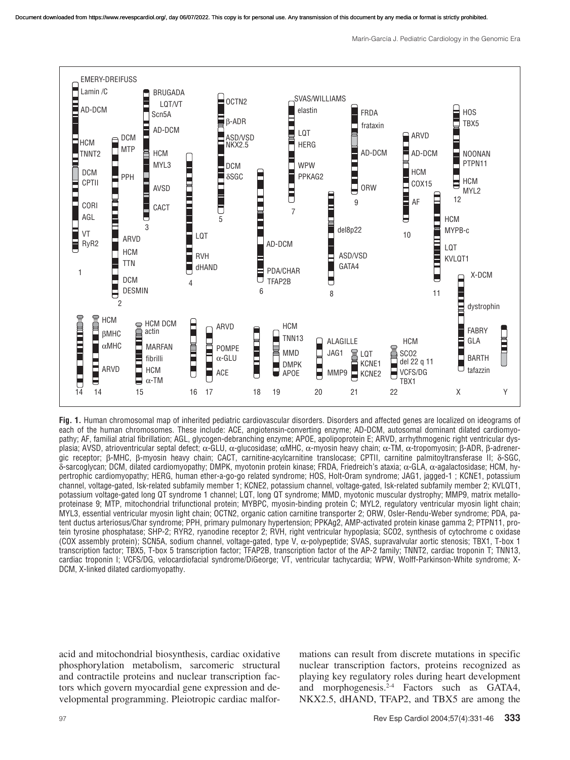**Fig. 1.** Human chromosomal map of inherited pediatric cardiovascular disorders. Disorders and affected genes are localized on ideograms of each of the human chromosomes. These include: ACE, angiotensin-converting enzyme; AD-DCM, autosomal dominant dilated cardiomyopathy; AF, familial atrial fibrillation; AGL, glycogen-debranching enzyme; APOE, apolipoprotein E; ARVD, arrhythmogenic right ventricular dysplasia; AVSD, atrioventricular septal defect; α-GLU, α-glucosidase; αMHC, α-myosin heavy chain; α-TM, α-tropomyosin; β-ADR, β-adrenergic receptor; β-MHC, β-myosin heavy chain; CACT, carnitine-acylcarnitine translocase; CPTII, carnitine palmitoyltransferase II; δ-SGC, δ-sarcoglycan; DCM, dilated cardiomyopathy; DMPK, myotonin protein kinase; FRDA, Friedreich's ataxia; α-GLA, α-agalactosidase; HCM, hypertrophic cardiomyopathy; HERG, human ether-a-go-go related syndrome; HOS, Holt-Oram syndrome; JAG1, jagged-1 ; KCNE1, potassium channel, voltage-gated, Isk-related subfamily member 1; KCNE2, potassium channel, voltage-gated, Isk-related subfamily member 2; KVLQT1, potassium voltage-gated long QT syndrome 1 channel; LQT, long QT syndrome; MMD, myotonic muscular dystrophy; MMP9, matrix metalloproteinase 9; MTP, mitochondrial trifunctional protein; MYBPC, myosin-binding protein C; MYL2, regulatory ventricular myosin light chain; MYL3, essential ventricular myosin light chain; OCTN2, organic cation carnitine transporter 2; ORW, Osler-Rendu-Weber syndrome; PDA, patent ductus arteriosus/Char syndrome; PPH, primary pulmonary hypertension; PPKAg2, AMP-activated protein kinase gamma 2; PTPN11, protein tyrosine phosphatase; SHP-2; RYR2, ryanodine receptor 2; RVH, right ventricular hypoplasia; SCO2, synthesis of cytochrome c oxidase (COX assembly protein); SCN5A, sodium channel, voltage-gated, type V, α-polypeptide; SVAS, supravalvular aortic stenosis; TBX1, T-box 1 transcription factor; TBX5, T-box 5 transcription factor; TFAP2B, transcription factor of the AP-2 family; TNNT2, cardiac troponin T; TNN13, cardiac troponin I; VCFS/DG, velocardiofacial syndrome/DiGeorge; VT, ventricular tachycardia; WPW, Wolff-Parkinson-White syndrome; X-DCM, X-linked dilated cardiomyopathy.

acid and mitochondrial biosynthesis, cardiac oxidative phosphorylation metabolism, sarcomeric structural and contractile proteins and nuclear transcription factors which govern myocardial gene expression and developmental programming. Pleiotropic cardiac malformations can result from discrete mutations in specific nuclear transcription factors, proteins recognized as playing key regulatory roles during heart development and morphogenesis.[2-4] Factors such as GATA4, NKX2.5, dHAND, TFAP2, and TBX5 are among the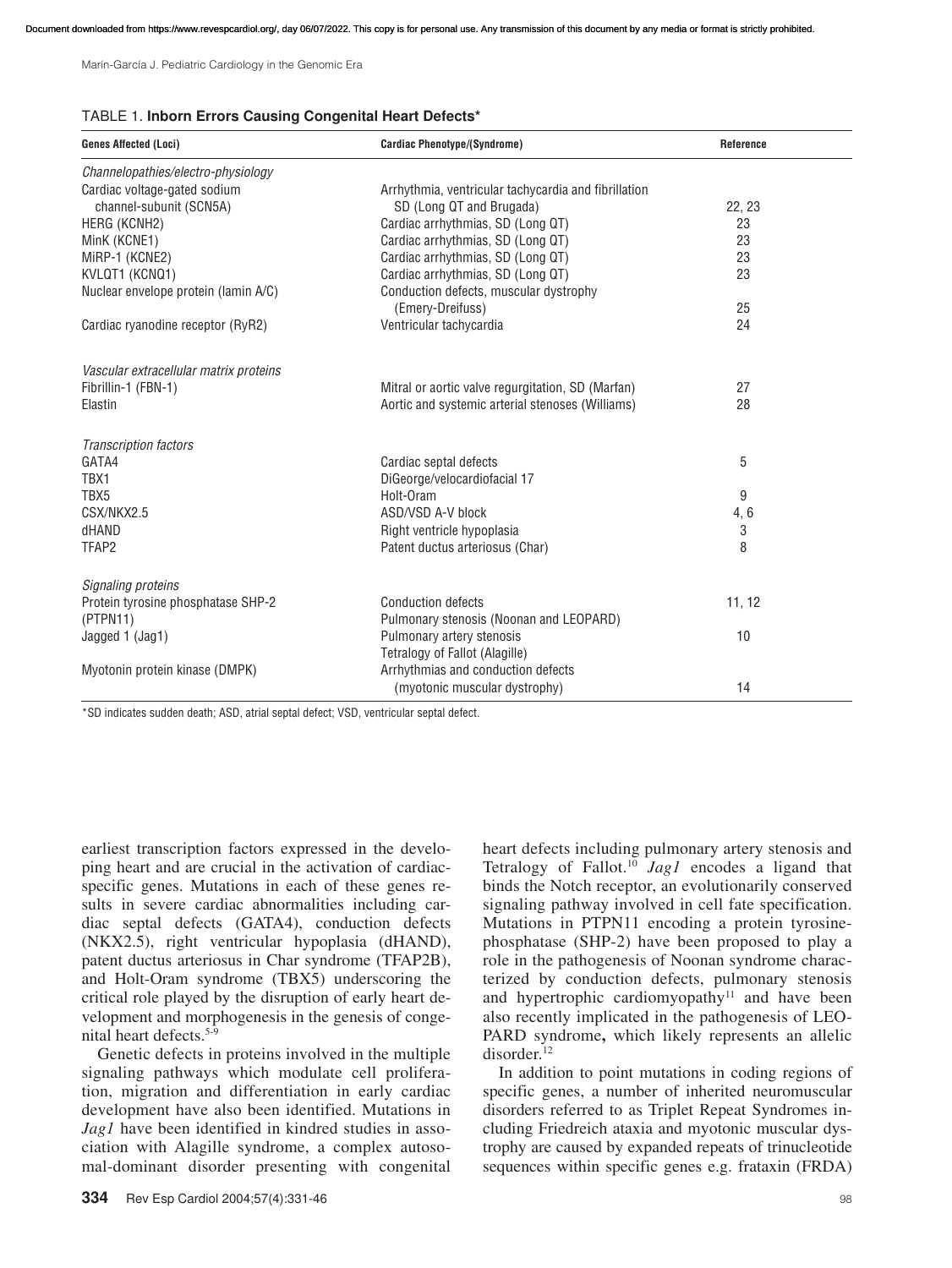TABLE 1. **Inborn Errors Causing Congenital Heart Defects***

| Genes Affected (Loci) | Cardiac Phenotype/(Syndrome) | Reference |
|---|---|---|
| *Channelopathies/electro-physiology* | | |
| Cardiac voltage-gated sodium channel-subunit (SCN5A) | Arrhythmia, ventricular tachycardia and fibrillation SD (Long QT and Brugada) | 22, 23 |
| HERG (KCNH2) | Cardiac arrhythmias, SD (Long QT) | 23 |
| MinK (KCNE1) | Cardiac arrhythmias, SD (Long QT) | 23 |
| MiRP-1 (KCNE2) | Cardiac arrhythmias, SD (Long QT) | 23 |
| KVLQT1 (KCNQ1) | Cardiac arrhythmias, SD (Long QT) | 23 |
| Nuclear envelope protein (lamin A/C) | Conduction defects, muscular dystrophy (Emery-Dreifuss) | 25 |
| Cardiac ryanodine receptor (RyR2) | Ventricular tachycardia | 24 |
| *Vascular extracellular matrix proteins* | | |
| Fibrillin-1 (FBN-1) | Mitral or aortic valve regurgitation, SD (Marfan) | 27 |
| Elastin | Aortic and systemic arterial stenoses (Williams) | 28 |
| *Transcription factors* | | |
| GATA4 | Cardiac septal defects | 5 |
| TBX1 | DiGeorge/velocardiofacial 17 | |
| TBX5 | Holt-Oram | 9 |
| CSX/NKX2.5 | ASD/VSD A-V block | 4, 6 |
| dHAND | Right ventricle hypoplasia | 3 |
| TFAP2 | Patent ductus arteriosus (Char) | 8 |
| *Signaling proteins* | | |
| Protein tyrosine phosphatase SHP-2 (PTPN11) | Conduction defects<br>Pulmonary stenosis (Noonan and LEOPARD) | 11, 12 |
| Jagged 1 (Jag1) | Pulmonary artery stenosis<br>Tetralogy of Fallot (Alagille) | 10 |
| Myotonin protein kinase (DMPK) | Arrhythmias and conduction defects (myotonic muscular dystrophy) | 14 |

*SD indicates sudden death; ASD, atrial septal defect; VSD, ventricular septal defect.

earliest transcription factors expressed in the developing heart and are crucial in the activation of cardiac-specific genes. Mutations in each of these genes results in severe cardiac abnormalities including cardiac septal defects (GATA4), conduction defects (NKX2.5), right ventricular hypoplasia (dHAND), patent ductus arteriosus in Char syndrome (TFAP2B), and Holt-Oram syndrome (TBX5) underscoring the critical role played by the disruption of early heart development and morphogenesis in the genesis of congenital heart defects.[5-9]

Genetic defects in proteins involved in the multiple signaling pathways which modulate cell proliferation, migration and differentiation in early cardiac development have also been identified. Mutations in *Jag1* have been identified in kindred studies in association with Alagille syndrome, a complex autosomal-dominant disorder presenting with congenital heart defects including pulmonary artery stenosis and Tetralogy of Fallot.[10] *Jag1* encodes a ligand that binds the Notch receptor, an evolutionarily conserved signaling pathway involved in cell fate specification. Mutations in PTPN11 encoding a protein tyrosine-phosphatase (SHP-2) have been proposed to play a role in the pathogenesis of Noonan syndrome characterized by conduction defects, pulmonary stenosis and hypertrophic cardiomyopathy[11] and have been also recently implicated in the pathogenesis of LEOPARD syndrome**,** which likely represents an allelic disorder.[12]

In addition to point mutations in coding regions of specific genes, a number of inherited neuromuscular disorders referred to as Triplet Repeat Syndromes including Friedreich ataxia and myotonic muscular dystrophy are caused by expanded repeats of trinucleotide sequences within specific genes e.g. frataxin (FRDA)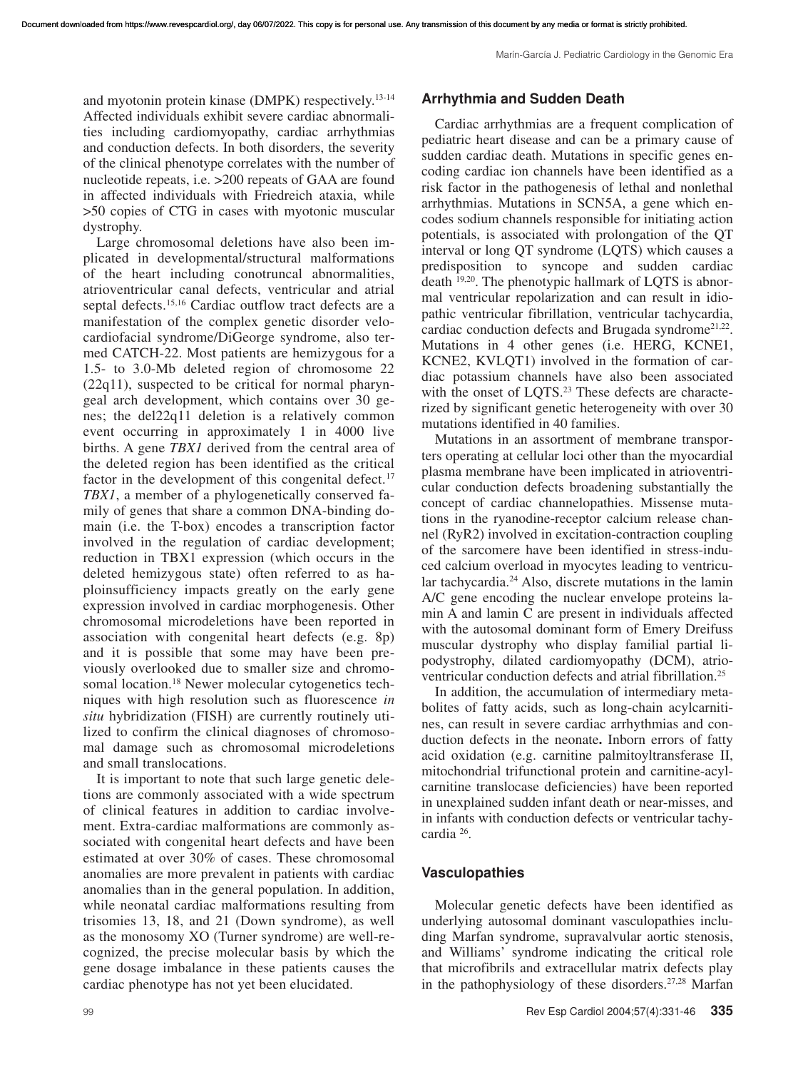and myotonin protein kinase (DMPK) respectively.[13-14] Affected individuals exhibit severe cardiac abnormalities including cardiomyopathy, cardiac arrhythmias and conduction defects. In both disorders, the severity of the clinical phenotype correlates with the number of nucleotide repeats, i.e. >200 repeats of GAA are found in affected individuals with Friedreich ataxia, while >50 copies of CTG in cases with myotonic muscular dystrophy.

Large chromosomal deletions have also been implicated in developmental/structural malformations of the heart including conotruncal abnormalities, atrioventricular canal defects, ventricular and atrial septal defects.[15,16] Cardiac outflow tract defects are a manifestation of the complex genetic disorder velocardiofacial syndrome/DiGeorge syndrome, also termed CATCH-22. Most patients are hemizygous for a 1.5- to 3.0-Mb deleted region of chromosome 22 (22q11), suspected to be critical for normal pharyngeal arch development, which contains over 30 genes; the del22q11 deletion is a relatively common event occurring in approximately 1 in 4000 live births. A gene *TBX1* derived from the central area of the deleted region has been identified as the critical factor in the development of this congenital defect.[17] *TBX1*, a member of a phylogenetically conserved family of genes that share a common DNA-binding domain (i.e. the T-box) encodes a transcription factor involved in the regulation of cardiac development; reduction in TBX1 expression (which occurs in the deleted hemizygous state) often referred to as haploinsufficiency impacts greatly on the early gene expression involved in cardiac morphogenesis. Other chromosomal microdeletions have been reported in association with congenital heart defects (e.g. 8p) and it is possible that some may have been previously overlooked due to smaller size and chromosomal location.[18] Newer molecular cytogenetics techniques with high resolution such as fluorescence *in situ* hybridization (FISH) are currently routinely utilized to confirm the clinical diagnoses of chromosomal damage such as chromosomal microdeletions and small translocations.

It is important to note that such large genetic deletions are commonly associated with a wide spectrum of clinical features in addition to cardiac involvement. Extra-cardiac malformations are commonly associated with congenital heart defects and have been estimated at over 30% of cases. These chromosomal anomalies are more prevalent in patients with cardiac anomalies than in the general population. In addition, while neonatal cardiac malformations resulting from trisomies 13, 18, and 21 (Down syndrome), as well as the monosomy XO (Turner syndrome) are well-recognized, the precise molecular basis by which the gene dosage imbalance in these patients causes the cardiac phenotype has not yet been elucidated.

## Arrhythmia and Sudden Death

Cardiac arrhythmias are a frequent complication of pediatric heart disease and can be a primary cause of sudden cardiac death. Mutations in specific genes encoding cardiac ion channels have been identified as a risk factor in the pathogenesis of lethal and nonlethal arrhythmias. Mutations in SCN5A, a gene which encodes sodium channels responsible for initiating action potentials, is associated with prolongation of the QT interval or long QT syndrome (LQTS) which causes a predisposition to syncope and sudden cardiac death [19,20]. The phenotypic hallmark of LQTS is abnormal ventricular repolarization and can result in idiopathic ventricular fibrillation, ventricular tachycardia, cardiac conduction defects and Brugada syndrome[21,22]. Mutations in 4 other genes (i.e. HERG, KCNE1, KCNE2, KVLQT1) involved in the formation of cardiac potassium channels have also been associated with the onset of LQTS.[23] These defects are characterized by significant genetic heterogeneity with over 30 mutations identified in 40 families.

Mutations in an assortment of membrane transporters operating at cellular loci other than the myocardial plasma membrane have been implicated in atrioventricular conduction defects broadening substantially the concept of cardiac channelopathies. Missense mutations in the ryanodine-receptor calcium release channel (RyR2) involved in excitation-contraction coupling of the sarcomere have been identified in stress-induced calcium overload in myocytes leading to ventricular tachycardia.[24] Also, discrete mutations in the lamin A/C gene encoding the nuclear envelope proteins lamin A and lamin C are present in individuals affected with the autosomal dominant form of Emery Dreifuss muscular dystrophy who display familial partial lipodystrophy, dilated cardiomyopathy (DCM), atrioventricular conduction defects and atrial fibrillation.[25]

In addition, the accumulation of intermediary metabolites of fatty acids, such as long-chain acylcarnitines, can result in severe cardiac arrhythmias and conduction defects in the neonate**.** Inborn errors of fatty acid oxidation (e.g. carnitine palmitoyltransferase II, mitochondrial trifunctional protein and carnitine-acylcarnitine translocase deficiencies) have been reported in unexplained sudden infant death or near-misses, and in infants with conduction defects or ventricular tachycardia [26].

## Vasculopathies

Molecular genetic defects have been identified as underlying autosomal dominant vasculopathies including Marfan syndrome, supravalvular aortic stenosis, and Williams' syndrome indicating the critical role that microfibrils and extracellular matrix defects play in the pathophysiology of these disorders.[27,28] Marfan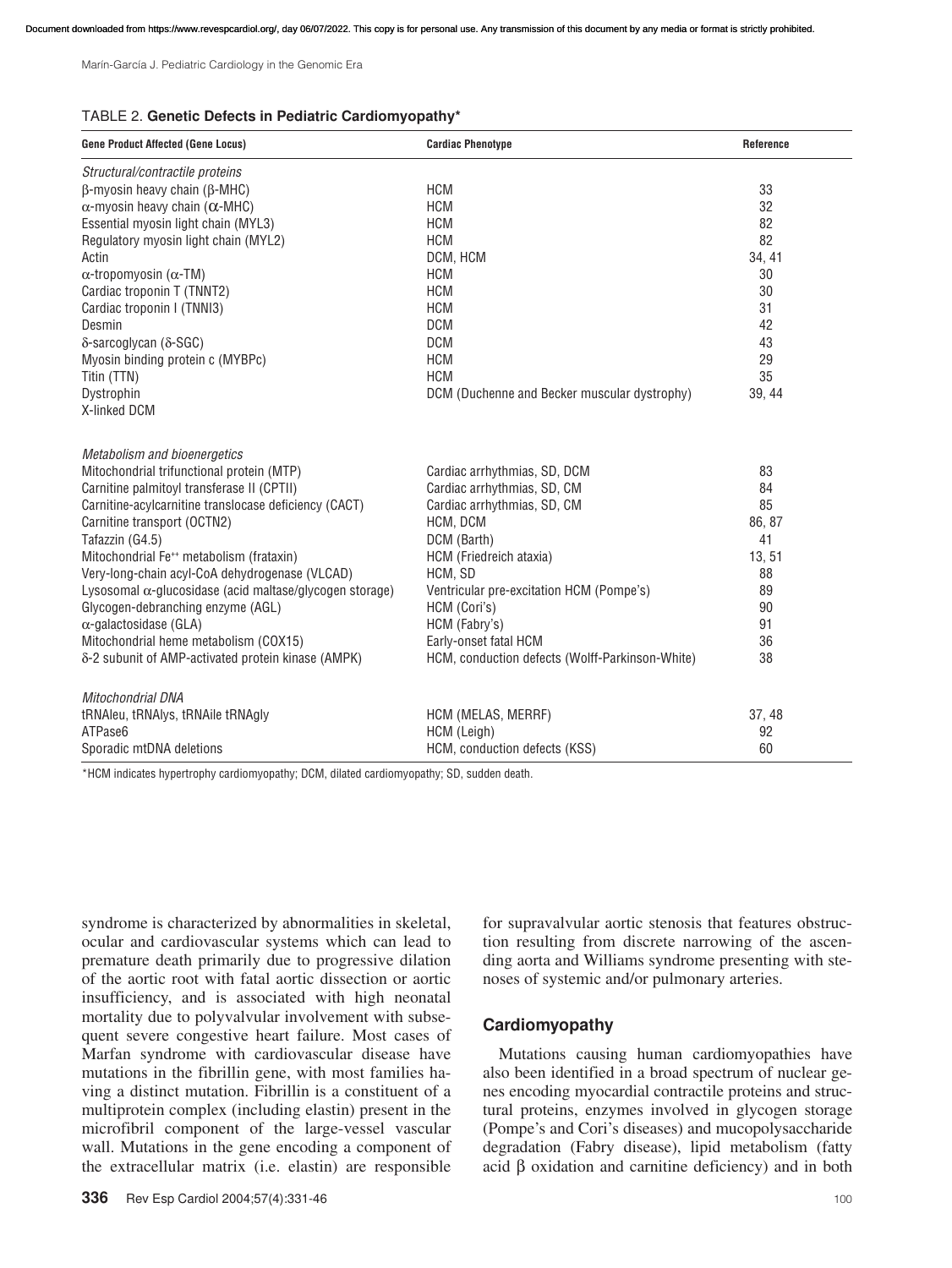TABLE 2. **Genetic Defects in Pediatric Cardiomyopathy***

| Gene Product Affected (Gene Locus) | Cardiac Phenotype | Reference |
|---|---|---|
| *Structural/contractile proteins* | | |
| β-myosin heavy chain (β-MHC) | HCM | 33 |
| α-myosin heavy chain (α-MHC) | HCM | 32 |
| Essential myosin light chain (MYL3) | HCM | 82 |
| Regulatory myosin light chain (MYL2) | HCM | 82 |
| Actin | DCM, HCM | 34, 41 |
| α-tropomyosin (α-TM) | HCM | 30 |
| Cardiac troponin T (TNNT2) | HCM | 30 |
| Cardiac troponin I (TNNI3) | HCM | 31 |
| Desmin | DCM | 42 |
| δ-sarcoglycan (δ-SGC) | DCM | 43 |
| Myosin binding protein c (MYBPc) | HCM | 29 |
| Titin (TTN) | HCM | 35 |
| Dystrophin | DCM (Duchenne and Becker muscular dystrophy) | 39, 44 |
| X-linked DCM | | |
| *Metabolism and bioenergetics* | | |
| Mitochondrial trifunctional protein (MTP) | Cardiac arrhythmias, SD, DCM | 83 |
| Carnitine palmitoyl transferase II (CPTII) | Cardiac arrhythmias, SD, CM | 84 |
| Carnitine-acylcarnitine translocase deficiency (CACT) | Cardiac arrhythmias, SD, CM | 85 |
| Carnitine transport (OCTN2) | HCM, DCM | 86, 87 |
| Tafazzin (G4.5) | DCM (Barth) | 41 |
| Mitochondrial $Fe^{++}$ metabolism (frataxin) | HCM (Friedreich ataxia) | 13, 51 |
| Very-long-chain acyl-CoA dehydrogenase (VLCAD) | HCM, SD | 88 |
| Lysosomal α-glucosidase (acid maltase/glycogen storage) | Ventricular pre-excitation HCM (Pompe's) | 89 |
| Glycogen-debranching enzyme (AGL) | HCM (Cori's) | 90 |
| α-galactosidase (GLA) | HCM (Fabry's) | 91 |
| Mitochondrial heme metabolism (COX15) | Early-onset fatal HCM | 36 |
| δ-2 subunit of AMP-activated protein kinase (AMPK) | HCM, conduction defects (Wolff-Parkinson-White) | 38 |
| *Mitochondrial DNA* | | |
| tRNAleu, tRNAlys, tRNAile tRNAgly | HCM (MELAS, MERRF) | 37, 48 |
| ATPase6 | HCM (Leigh) | 92 |
| Sporadic mtDNA deletions | HCM, conduction defects (KSS) | 60 |

*HCM indicates hypertrophy cardiomyopathy; DCM, dilated cardiomyopathy; SD, sudden death.

syndrome is characterized by abnormalities in skeletal, ocular and cardiovascular systems which can lead to premature death primarily due to progressive dilation of the aortic root with fatal aortic dissection or aortic insufficiency, and is associated with high neonatal mortality due to polyvalvular involvement with subsequent severe congestive heart failure. Most cases of Marfan syndrome with cardiovascular disease have mutations in the fibrillin gene, with most families having a distinct mutation. Fibrillin is a constituent of a multiprotein complex (including elastin) present in the microfibril component of the large-vessel vascular wall. Mutations in the gene encoding a component of the extracellular matrix (i.e. elastin) are responsible for supravalvular aortic stenosis that features obstruction resulting from discrete narrowing of the ascending aorta and Williams syndrome presenting with stenoses of systemic and/or pulmonary arteries.

## Cardiomyopathy

Mutations causing human cardiomyopathies have also been identified in a broad spectrum of nuclear genes encoding myocardial contractile proteins and structural proteins, enzymes involved in glycogen storage (Pompe's and Cori's diseases) and mucopolysaccharide degradation (Fabry disease), lipid metabolism (fatty acid β oxidation and carnitine deficiency) and in both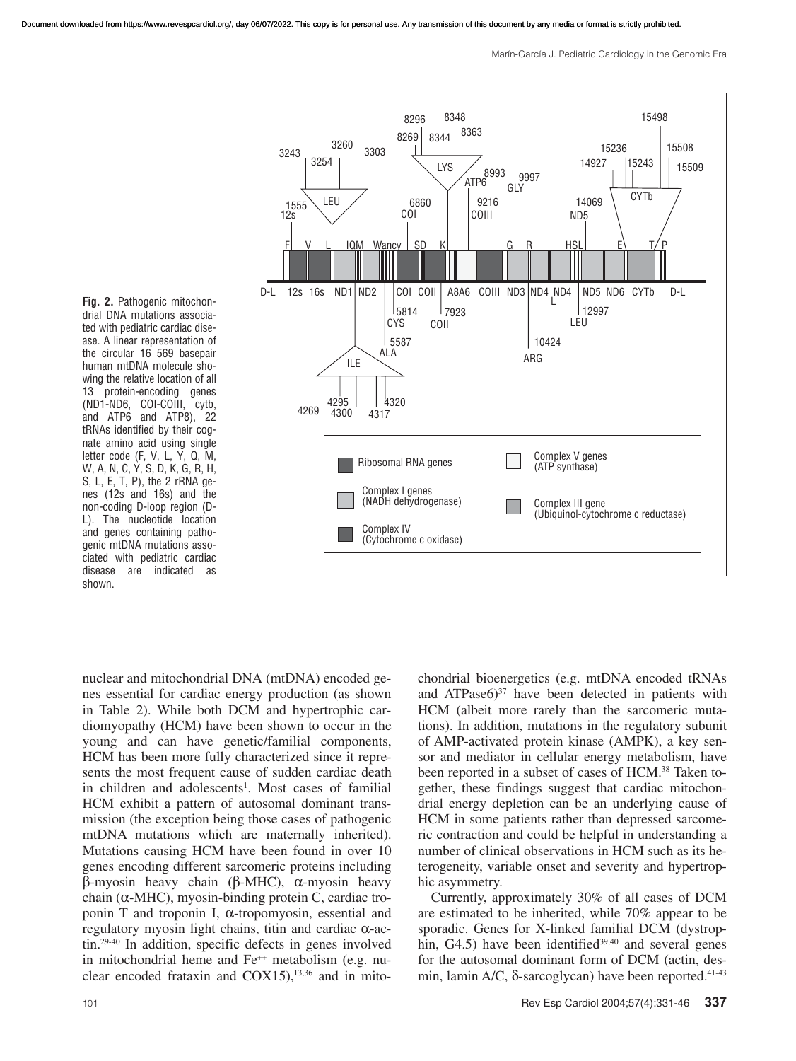**Fig. 2.** Pathogenic mitochondrial DNA mutations associated with pediatric cardiac disease. A linear representation of the circular 16 569 basepair human mtDNA molecule showing the relative location of all 13 protein-encoding genes (ND1-ND6, COI-COIII, cytb, and ATP6 and ATP8), 22 tRNAs identified by their cognate amino acid using single letter code (F, V, L, Y, Q, M, W, A, N, C, Y, S, D, K, G, R, H, S, L, E, T, P), the 2 rRNA genes (12s and 16s) and the non-coding D-loop region (D-L). The nucleotide location and genes containing pathogenic mtDNA mutations associated with pediatric cardiac disease are indicated as shown.

nuclear and mitochondrial DNA (mtDNA) encoded genes essential for cardiac energy production (as shown in Table 2). While both DCM and hypertrophic cardiomyopathy (HCM) have been shown to occur in the young and can have genetic/familial components, HCM has been more fully characterized since it represents the most frequent cause of sudden cardiac death in children and adolescents[1]. Most cases of familial HCM exhibit a pattern of autosomal dominant transmission (the exception being those cases of pathogenic mtDNA mutations which are maternally inherited). Mutations causing HCM have been found in over 10 genes encoding different sarcomeric proteins including β-myosin heavy chain (β-MHC), α-myosin heavy chain (α-MHC), myosin-binding protein C, cardiac troponin T and troponin I, α-tropomyosin, essential and regulatory myosin light chains, titin and cardiac α-actin.[29-40] In addition, specific defects in genes involved in mitochondrial heme and $Fe^{++}$ metabolism (e.g. nuclear encoded frataxin and COX15),[13,36] and in mitochondrial bioenergetics (e.g. mtDNA encoded tRNAs and ATPase6)[37] have been detected in patients with HCM (albeit more rarely than the sarcomeric mutations). In addition, mutations in the regulatory subunit of AMP-activated protein kinase (AMPK), a key sensor and mediator in cellular energy metabolism, have been reported in a subset of cases of HCM.[38] Taken together, these findings suggest that cardiac mitochondrial energy depletion can be an underlying cause of HCM in some patients rather than depressed sarcomeric contraction and could be helpful in understanding a number of clinical observations in HCM such as its heterogeneity, variable onset and severity and hypertrophic asymmetry.

Currently, approximately 30% of all cases of DCM are estimated to be inherited, while 70% appear to be sporadic. Genes for X-linked familial DCM (dystrophin, G4.5) have been identified[39,40] and several genes for the autosomal dominant form of DCM (actin, desmin, lamin A/C, δ-sarcoglycan) have been reported.[41-43]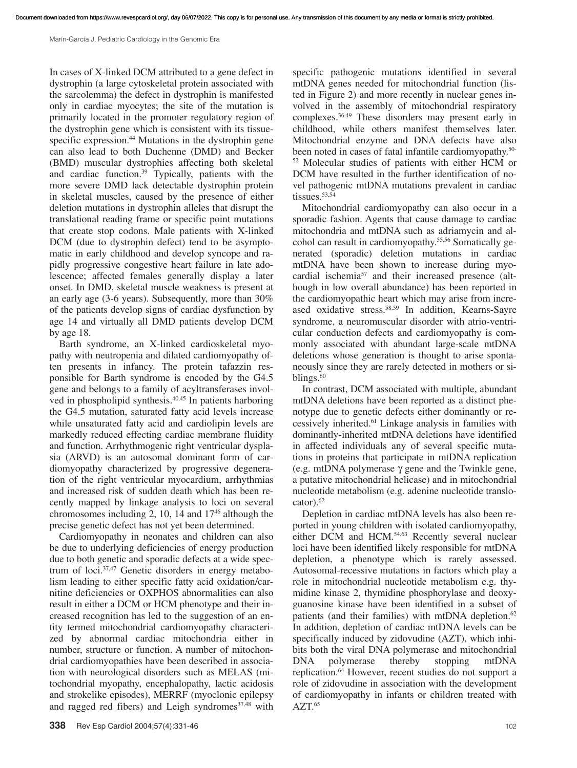In cases of X-linked DCM attributed to a gene defect in dystrophin (a large cytoskeletal protein associated with the sarcolemma) the defect in dystrophin is manifested only in cardiac myocytes; the site of the mutation is primarily located in the promoter regulatory region of the dystrophin gene which is consistent with its tissue-specific expression.[44] Mutations in the dystrophin gene can also lead to both Duchenne (DMD) and Becker (BMD) muscular dystrophies affecting both skeletal and cardiac function.[39] Typically, patients with the more severe DMD lack detectable dystrophin protein in skeletal muscles, caused by the presence of either deletion mutations in dystrophin alleles that disrupt the translational reading frame or specific point mutations that create stop codons. Male patients with X-linked DCM (due to dystrophin defect) tend to be asymptomatic in early childhood and develop syncope and rapidly progressive congestive heart failure in late adolescence; affected females generally display a later onset. In DMD, skeletal muscle weakness is present at an early age (3-6 years). Subsequently, more than 30% of the patients develop signs of cardiac dysfunction by age 14 and virtually all DMD patients develop DCM by age 18.

Barth syndrome, an X-linked cardioskeletal myopathy with neutropenia and dilated cardiomyopathy often presents in infancy. The protein tafazzin responsible for Barth syndrome is encoded by the G4.5 gene and belongs to a family of acyltransferases involved in phospholipid synthesis.[40,45] In patients harboring the G4.5 mutation, saturated fatty acid levels increase while unsaturated fatty acid and cardiolipin levels are markedly reduced effecting cardiac membrane fluidity and function. Arrhythmogenic right ventricular dysplasia (ARVD) is an autosomal dominant form of cardiomyopathy characterized by progressive degeneration of the right ventricular myocardium, arrhythmias and increased risk of sudden death which has been recently mapped by linkage analysis to loci on several chromosomes including 2, 10, 14 and 17[46] although the precise genetic defect has not yet been determined.

Cardiomyopathy in neonates and children can also be due to underlying deficiencies of energy production due to both genetic and sporadic defects at a wide spectrum of loci.[37,47] Genetic disorders in energy metabolism leading to either specific fatty acid oxidation/carnitine deficiencies or OXPHOS abnormalities can also result in either a DCM or HCM phenotype and their increased recognition has led to the suggestion of an entity termed mitochondrial cardiomyopathy characterized by abnormal cardiac mitochondria either in number, structure or function. A number of mitochondrial cardiomyopathies have been described in association with neurological disorders such as MELAS (mitochondrial myopathy, encephalopathy, lactic acidosis and strokelike episodes), MERRF (myoclonic epilepsy and ragged red fibers) and Leigh syndromes[37,48] with specific pathogenic mutations identified in several mtDNA genes needed for mitochondrial function (listed in Figure 2) and more recently in nuclear genes involved in the assembly of mitochondrial respiratory complexes.[36,49] These disorders may present early in childhood, while others manifest themselves later. Mitochondrial enzyme and DNA defects have also been noted in cases of fatal infantile cardiomyopathy.[50-52] Molecular studies of patients with either HCM or DCM have resulted in the further identification of novel pathogenic mtDNA mutations prevalent in cardiac tissues.[53,54]

Mitochondrial cardiomyopathy can also occur in a sporadic fashion. Agents that cause damage to cardiac mitochondria and mtDNA such as adriamycin and alcohol can result in cardiomyopathy.[55,56] Somatically generated (sporadic) deletion mutations in cardiac mtDNA have been shown to increase during myocardial ischemia[57] and their increased presence (although in low overall abundance) has been reported in the cardiomyopathic heart which may arise from increased oxidative stress.[58,59] In addition, Kearns-Sayre syndrome, a neuromuscular disorder with atrio-ventricular conduction defects and cardiomyopathy is commonly associated with abundant large-scale mtDNA deletions whose generation is thought to arise spontaneously since they are rarely detected in mothers or siblings.[60]

In contrast, DCM associated with multiple, abundant mtDNA deletions have been reported as a distinct phenotype due to genetic defects either dominantly or recessively inherited.[61] Linkage analysis in families with dominantly-inherited mtDNA deletions have identified in affected individuals any of several specific mutations in proteins that participate in mtDNA replication (e.g. mtDNA polymerase γ gene and the Twinkle gene, a putative mitochondrial helicase) and in mitochondrial nucleotide metabolism (e.g. adenine nucleotide translocator).[62]

Depletion in cardiac mtDNA levels has also been reported in young children with isolated cardiomyopathy, either DCM and HCM.[54,63] Recently several nuclear loci have been identified likely responsible for mtDNA depletion, a phenotype which is rarely assessed. Autosomal-recessive mutations in factors which play a role in mitochondrial nucleotide metabolism e.g. thymidine kinase 2, thymidine phosphorylase and deoxyguanosine kinase have been identified in a subset of patients (and their families) with mtDNA depletion.[62] In addition, depletion of cardiac mtDNA levels can be specifically induced by zidovudine (AZT), which inhibits both the viral DNA polymerase and mitochondrial DNA polymerase thereby stopping mtDNA replication.[64] However, recent studies do not support a role of zidovudine in association with the development of cardiomyopathy in infants or children treated with AZT.[65]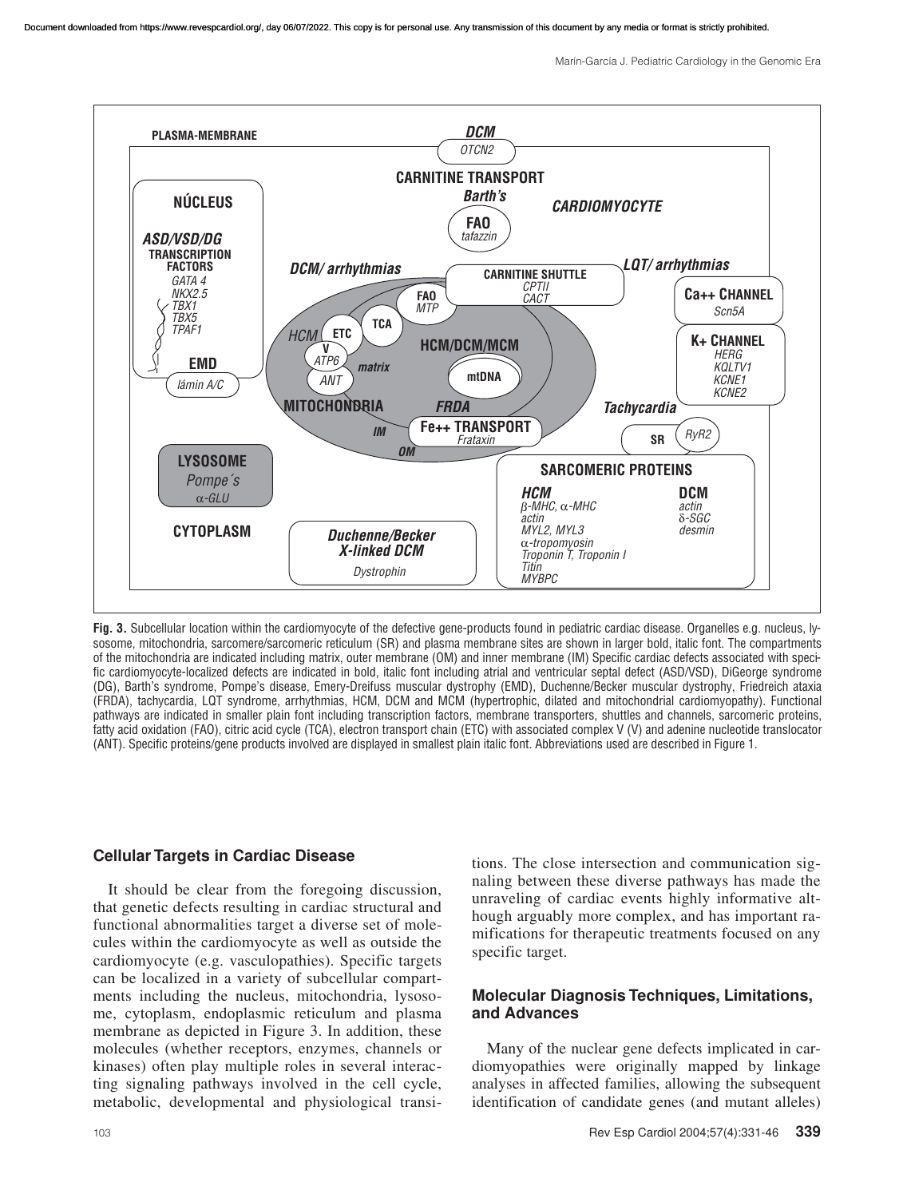PLASMA-MEMBRANE

DCM

OTCN2

CARNITINE TRANSPORT

Barth's

CARDIOMYOCYTE

FAO

tafazzin

NÚCLEUS

ASD/VSD/DG

TRANSCRIPTION FACTORS

GATA 4

NKX2.5

TBX1

TBX5

TPAF1

EMD

lámin A/C

DCM/ arrhythmias

CARNITINE SHUTTLE

CPTII

CACT

LQT/ arrhythmias

FAO

MTP

TCA

HCM

ETC

V

ATP6

ANT

matrix

HCM/DCM/MCM

mtDNA

MITOCHONDRIA

FRDA

IM

OM

Fe++ TRANSPORT

Frataxin

Ca++ CHANNEL

Scn5A

K+ CHANNEL

HERG

KQLTV1

KCNE1

KCNE2

Tachycardia

SR

RyR2

LYSOSOME

Pompe´s

α-GLU

CYTOPLASM

Duchenne/Becker X-linked DCM

Dystrophin

SARCOMERIC PROTEINS

HCM

β-MHC, α-MHC

actin

MYL2, MYL3

α-tropomyosin

Troponin T, Troponin I

Titin

MYBPC

DCM

actin

δ-SGC

desmin

**Fig. 3.** Subcellular location within the cardiomyocyte of the defective gene-products found in pediatric cardiac disease. Organelles e.g. nucleus, lysosome, mitochondria, sarcomere/sarcomeric reticulum (SR) and plasma membrane sites are shown in larger bold, italic font. The compartments of the mitochondria are indicated including matrix, outer membrane (OM) and inner membrane (IM) Specific cardiac defects associated with specific cardiomyocyte-localized defects are indicated in bold, italic font including atrial and ventricular septal defect (ASD/VSD), DiGeorge syndrome (DG), Barth's syndrome, Pompe's disease, Emery-Dreifuss muscular dystrophy (EMD), Duchenne/Becker muscular dystrophy, Friedreich ataxia (FRDA), tachycardia, LQT syndrome, arrhythmias, HCM, DCM and MCM (hypertrophic, dilated and mitochondrial cardiomyopathy). Functional pathways are indicated in smaller plain font including transcription factors, membrane transporters, shuttles and channels, sarcomeric proteins, fatty acid oxidation (FAO), citric acid cycle (TCA), electron transport chain (ETC) with associated complex V (V) and adenine nucleotide translocator (ANT). Specific proteins/gene products involved are displayed in smallest plain italic font. Abbreviations used are described in Figure 1.

## Cellular Targets in Cardiac Disease

It should be clear from the foregoing discussion, that genetic defects resulting in cardiac structural and functional abnormalities target a diverse set of molecules within the cardiomyocyte as well as outside the cardiomyocyte (e.g. vasculopathies). Specific targets can be localized in a variety of subcellular compartments including the nucleus, mitochondria, lysosome, cytoplasm, endoplasmic reticulum and plasma membrane as depicted in Figure 3. In addition, these molecules (whether receptors, enzymes, channels or kinases) often play multiple roles in several interacting signaling pathways involved in the cell cycle, metabolic, developmental and physiological transitions. The close intersection and communication signaling between these diverse pathways has made the unraveling of cardiac events highly informative although arguably more complex, and has important ramifications for therapeutic treatments focused on any specific target.

## Molecular Diagnosis Techniques, Limitations, and Advances

Many of the nuclear gene defects implicated in cardiomyopathies were originally mapped by linkage analyses in affected families, allowing the subsequent identification of candidate genes (and mutant alleles)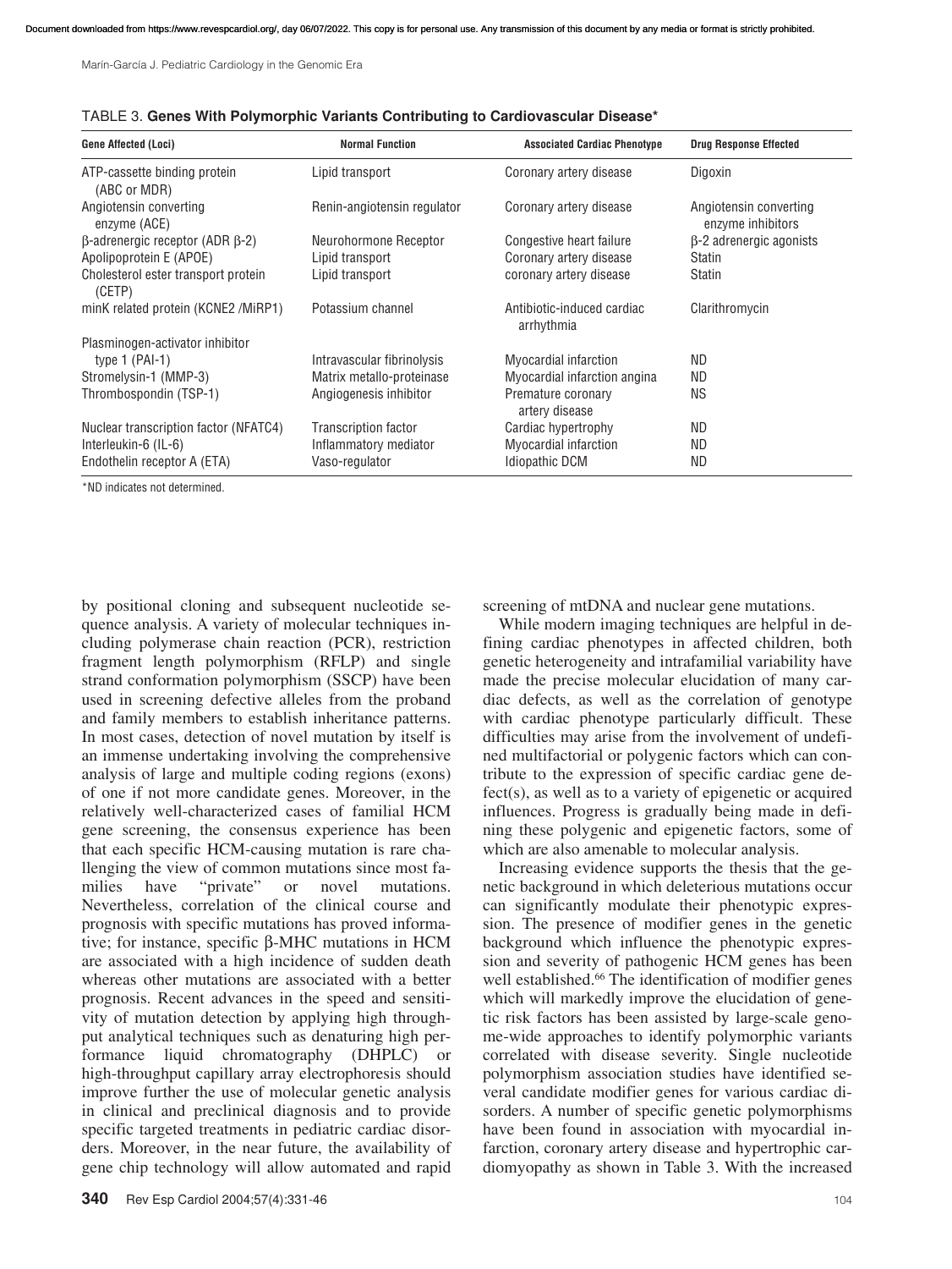TABLE 3. **Genes With Polymorphic Variants Contributing to Cardiovascular Disease***

| Gene Affected (Loci) | Normal Function | Associated Cardiac Phenotype | Drug Response Effected |
|---|---|---|---|
| ATP-cassette binding protein (ABC or MDR) | Lipid transport | Coronary artery disease | Digoxin |
| Angiotensin converting enzyme (ACE) | Renin-angiotensin regulator | Coronary artery disease | Angiotensin converting enzyme inhibitors |
| β-adrenergic receptor (ADR β-2) | Neurohormone Receptor | Congestive heart failure | β-2 adrenergic agonists |
| Apolipoprotein E (APOE) | Lipid transport | Coronary artery disease | Statin |
| Cholesterol ester transport protein (CETP) | Lipid transport | coronary artery disease | Statin |
| minK related protein (KCNE2 /MiRP1) | Potassium channel | Antibiotic-induced cardiac arrhythmia | Clarithromycin |
| Plasminogen-activator inhibitor type 1 (PAI-1) | Intravascular fibrinolysis | Myocardial infarction | ND |
| Stromelysin-1 (MMP-3) | Matrix metallo-proteinase | Myocardial infarction angina | ND |
| Thrombospondin (TSP-1) | Angiogenesis inhibitor | Premature coronary artery disease | NS |
| Nuclear transcription factor (NFATC4) | Transcription factor | Cardiac hypertrophy | ND |
| Interleukin-6 (IL-6) | Inflammatory mediator | Myocardial infarction | ND |
| Endothelin receptor A (ETA) | Vaso-regulator | Idiopathic DCM | ND |

*ND indicates not determined.

by positional cloning and subsequent nucleotide sequence analysis. A variety of molecular techniques including polymerase chain reaction (PCR), restriction fragment length polymorphism (RFLP) and single strand conformation polymorphism (SSCP) have been used in screening defective alleles from the proband and family members to establish inheritance patterns. In most cases, detection of novel mutation by itself is an immense undertaking involving the comprehensive analysis of large and multiple coding regions (exons) of one if not more candidate genes. Moreover, in the relatively well-characterized cases of familial HCM gene screening, the consensus experience has been that each specific HCM-causing mutation is rare challenging the view of common mutations since most families have "private" or novel mutations. Nevertheless, correlation of the clinical course and prognosis with specific mutations has proved informative; for instance, specific β-MHC mutations in HCM are associated with a high incidence of sudden death whereas other mutations are associated with a better prognosis. Recent advances in the speed and sensitivity of mutation detection by applying high throughput analytical techniques such as denaturing high performance liquid chromatography (DHPLC) or high-throughput capillary array electrophoresis should improve further the use of molecular genetic analysis in clinical and preclinical diagnosis and to provide specific targeted treatments in pediatric cardiac disorders. Moreover, in the near future, the availability of gene chip technology will allow automated and rapid screening of mtDNA and nuclear gene mutations.

While modern imaging techniques are helpful in defining cardiac phenotypes in affected children, both genetic heterogeneity and intrafamilial variability have made the precise molecular elucidation of many cardiac defects, as well as the correlation of genotype with cardiac phenotype particularly difficult. These difficulties may arise from the involvement of undefined multifactorial or polygenic factors which can contribute to the expression of specific cardiac gene defect(s), as well as to a variety of epigenetic or acquired influences. Progress is gradually being made in defining these polygenic and epigenetic factors, some of which are also amenable to molecular analysis.

Increasing evidence supports the thesis that the genetic background in which deleterious mutations occur can significantly modulate their phenotypic expression. The presence of modifier genes in the genetic background which influence the phenotypic expression and severity of pathogenic HCM genes has been well established.[66] The identification of modifier genes which will markedly improve the elucidation of genetic risk factors has been assisted by large-scale genome-wide approaches to identify polymorphic variants correlated with disease severity. Single nucleotide polymorphism association studies have identified several candidate modifier genes for various cardiac disorders. A number of specific genetic polymorphisms have been found in association with myocardial infarction, coronary artery disease and hypertrophic cardiomyopathy as shown in Table 3. With the increased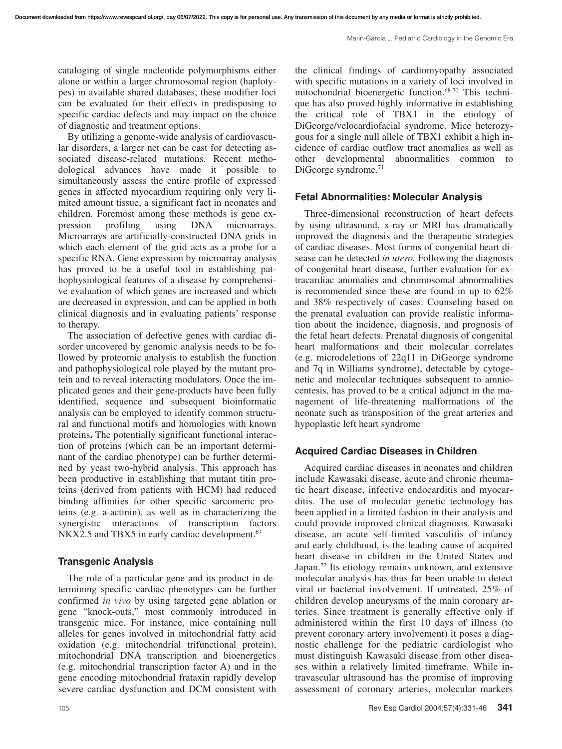cataloging of single nucleotide polymorphisms either alone or within a larger chromosomal region (haplotypes) in available shared databases, these modifier loci can be evaluated for their effects in predisposing to specific cardiac defects and may impact on the choice of diagnostic and treatment options.

By utilizing a genome-wide analysis of cardiovascular disorders, a larger net can be cast for detecting associated disease-related mutations. Recent methodological advances have made it possible to simultaneously assess the entire profile of expressed genes in affected myocardium requiring only very limited amount tissue, a significant fact in neonates and children. Foremost among these methods is gene expression profiling using DNA microarrays. Microarrays are artificially-constructed DNA grids in which each element of the grid acts as a probe for a specific RNA. Gene expression by microarray analysis has proved to be a useful tool in establishing pathophysiological features of a disease by comprehensive evaluation of which genes are increased and which are decreased in expression, and can be applied in both clinical diagnosis and in evaluating patients' response to therapy.

The association of defective genes with cardiac disorder uncovered by genomic analysis needs to be followed by proteomic analysis to establish the function and pathophysiological role played by the mutant protein and to reveal interacting modulators. Once the implicated genes and their gene-products have been fully identified, sequence and subsequent bioinformatic analysis can be employed to identify common structural and functional motifs and homologies with known proteins**.** The potentially significant functional interaction of proteins (which can be an important determinant of the cardiac phenotype) can be further determined by yeast two-hybrid analysis. This approach has been productive in establishing that mutant titin proteins (derived from patients with HCM) had reduced binding affinities for other specific sarcomeric proteins (e.g. a-actinin), as well as in characterizing the synergistic interactions of transcription factors NKX2.5 and TBX5 in early cardiac development.[67]

### Transgenic Analysis

The role of a particular gene and its product in determining specific cardiac phenotypes can be further confirmed *in vivo* by using targeted gene ablation or gene "knock-outs," most commonly introduced in transgenic mice. For instance, mice containing null alleles for genes involved in mitochondrial fatty acid oxidation (e.g. mitochondrial trifunctional protein), mitochondrial DNA transcription and bioenergetics (e.g. mitochondrial transcription factor A) and in the gene encoding mitochondrial frataxin rapidly develop severe cardiac dysfunction and DCM consistent with the clinical findings of cardiomyopathy associated with specific mutations in a variety of loci involved in mitochondrial bioenergetic function.[68-70] This technique has also proved highly informative in establishing the critical role of TBX1 in the etiology of DiGeorge/velocardiofacial syndrome. Mice heterozygous for a single null allele of TBX1 exhibit a high incidence of cardiac outflow tract anomalies as well as other developmental abnormalities common to DiGeorge syndrome.[71]

### Fetal Abnormalities: Molecular Analysis

Three-dimensional reconstruction of heart defects by using ultrasound, x-ray or MRI has dramatically improved the diagnosis and the therapeutic strategies of cardiac diseases. Most forms of congenital heart disease can be detected *in utero.* Following the diagnosis of congenital heart disease, further evaluation for extracardiac anomalies and chromosomal abnormalities is recommended since these are found in up to 62% and 38% respectively of cases. Counseling based on the prenatal evaluation can provide realistic information about the incidence, diagnosis, and prognosis of the fetal heart defects. Prenatal diagnosis of congenital heart malformations and their molecular correlates (e.g. microdeletions of 22q11 in DiGeorge syndrome and 7q in Williams syndrome), detectable by cytogenetic and molecular techniques subsequent to amniocentesis, has proved to be a critical adjunct in the management of life-threatening malformations of the neonate such as transposition of the great arteries and hypoplastic left heart syndrome

### Acquired Cardiac Diseases in Children

Acquired cardiac diseases in neonates and children include Kawasaki disease, acute and chronic rheumatic heart disease, infective endocarditis and myocarditis. The use of molecular genetic technology has been applied in a limited fashion in their analysis and could provide improved clinical diagnosis. Kawasaki disease, an acute self-limited vasculitis of infancy and early childhood, is the leading cause of acquired heart disease in children in the United States and Japan.[72] Its etiology remains unknown, and extensive molecular analysis has thus far been unable to detect viral or bacterial involvement. If untreated, 25% of children develop aneurysms of the main coronary arteries. Since treatment is generally effective only if administered within the first 10 days of illness (to prevent coronary artery involvement) it poses a diagnostic challenge for the pediatric cardiologist who must distinguish Kawasaki disease from other diseases within a relatively limited timeframe. While intravascular ultrasound has the promise of improving assessment of coronary arteries, molecular markers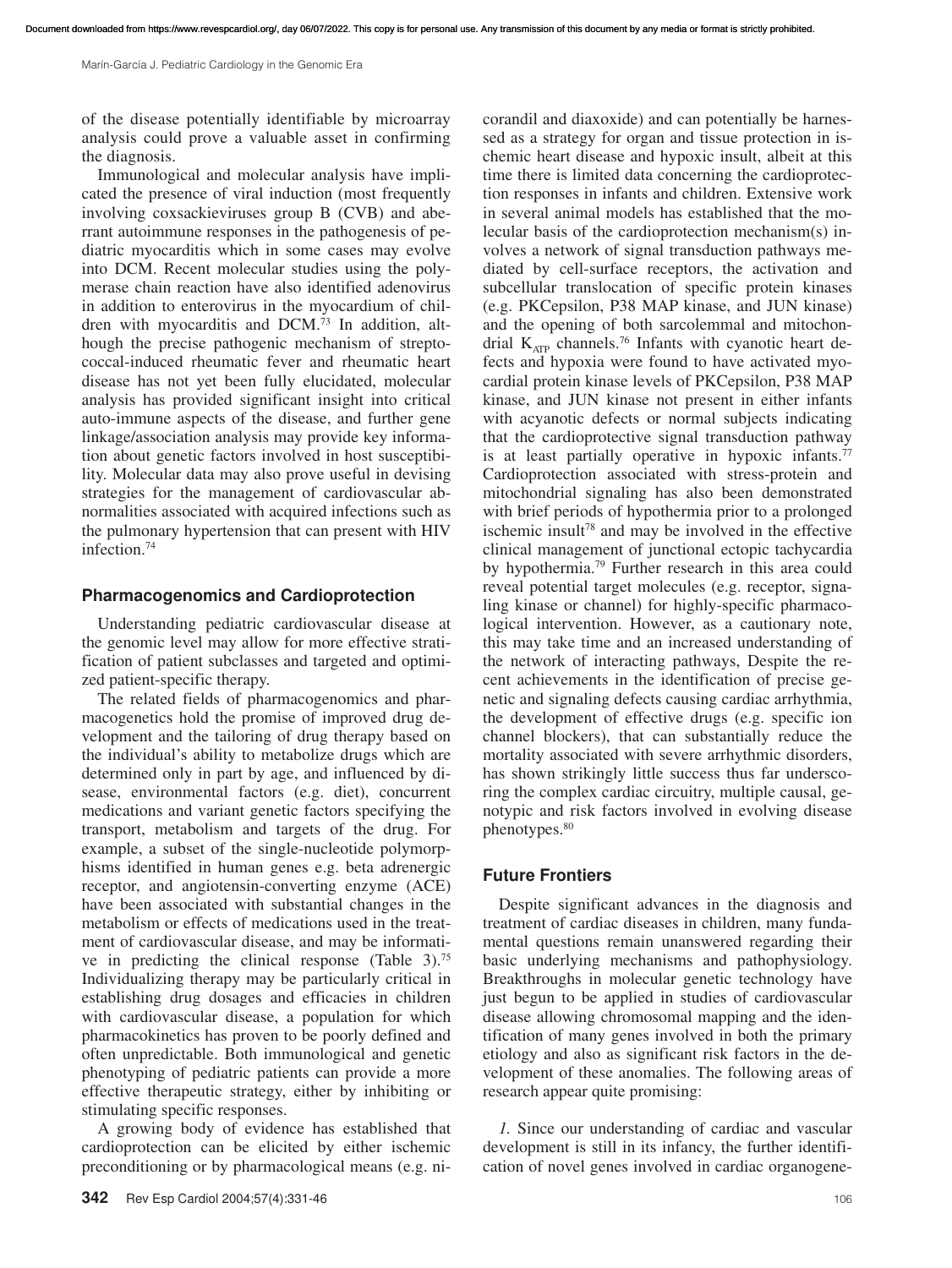of the disease potentially identifiable by microarray analysis could prove a valuable asset in confirming the diagnosis.

Immunological and molecular analysis have implicated the presence of viral induction (most frequently involving coxsackieviruses group B (CVB) and aberrant autoimmune responses in the pathogenesis of pediatric myocarditis which in some cases may evolve into DCM. Recent molecular studies using the polymerase chain reaction have also identified adenovirus in addition to enterovirus in the myocardium of children with myocarditis and DCM.[73] In addition, although the precise pathogenic mechanism of streptococcal-induced rheumatic fever and rheumatic heart disease has not yet been fully elucidated, molecular analysis has provided significant insight into critical auto-immune aspects of the disease, and further gene linkage/association analysis may provide key information about genetic factors involved in host susceptibility. Molecular data may also prove useful in devising strategies for the management of cardiovascular abnormalities associated with acquired infections such as the pulmonary hypertension that can present with HIV infection.[74]

## Pharmacogenomics and Cardioprotection

Understanding pediatric cardiovascular disease at the genomic level may allow for more effective stratification of patient subclasses and targeted and optimized patient-specific therapy.

The related fields of pharmacogenomics and pharmacogenetics hold the promise of improved drug development and the tailoring of drug therapy based on the individual's ability to metabolize drugs which are determined only in part by age, and influenced by disease, environmental factors (e.g. diet), concurrent medications and variant genetic factors specifying the transport, metabolism and targets of the drug. For example, a subset of the single-nucleotide polymorphisms identified in human genes e.g. beta adrenergic receptor, and angiotensin-converting enzyme (ACE) have been associated with substantial changes in the metabolism or effects of medications used in the treatment of cardiovascular disease, and may be informative in predicting the clinical response (Table 3).[75] Individualizing therapy may be particularly critical in establishing drug dosages and efficacies in children with cardiovascular disease, a population for which pharmacokinetics has proven to be poorly defined and often unpredictable. Both immunological and genetic phenotyping of pediatric patients can provide a more effective therapeutic strategy, either by inhibiting or stimulating specific responses.

A growing body of evidence has established that cardioprotection can be elicited by either ischemic preconditioning or by pharmacological means (e.g. nicorandil and diaxoxide) and can potentially be harnessed as a strategy for organ and tissue protection in ischemic heart disease and hypoxic insult, albeit at this time there is limited data concerning the cardioprotection responses in infants and children. Extensive work in several animal models has established that the molecular basis of the cardioprotection mechanism(s) involves a network of signal transduction pathways mediated by cell-surface receptors, the activation and subcellular translocation of specific protein kinases (e.g. PKCepsilon, P38 MAP kinase, and JUN kinase) and the opening of both sarcolemmal and mitochondrial $K_{ATP}$ channels.[76] Infants with cyanotic heart defects and hypoxia were found to have activated myocardial protein kinase levels of PKCepsilon, P38 MAP kinase, and JUN kinase not present in either infants with acyanotic defects or normal subjects indicating that the cardioprotective signal transduction pathway is at least partially operative in hypoxic infants.[77] Cardioprotection associated with stress-protein and mitochondrial signaling has also been demonstrated with brief periods of hypothermia prior to a prolonged ischemic insult[78] and may be involved in the effective clinical management of junctional ectopic tachycardia by hypothermia.[79] Further research in this area could reveal potential target molecules (e.g. receptor, signaling kinase or channel) for highly-specific pharmacological intervention. However, as a cautionary note, this may take time and an increased understanding of the network of interacting pathways, Despite the recent achievements in the identification of precise genetic and signaling defects causing cardiac arrhythmia, the development of effective drugs (e.g. specific ion channel blockers), that can substantially reduce the mortality associated with severe arrhythmic disorders, has shown strikingly little success thus far underscoring the complex cardiac circuitry, multiple causal, genotypic and risk factors involved in evolving disease phenotypes.[80]

## Future Frontiers

Despite significant advances in the diagnosis and treatment of cardiac diseases in children, many fundamental questions remain unanswered regarding their basic underlying mechanisms and pathophysiology. Breakthroughs in molecular genetic technology have just begun to be applied in studies of cardiovascular disease allowing chromosomal mapping and the identification of many genes involved in both the primary etiology and also as significant risk factors in the development of these anomalies. The following areas of research appear quite promising:

*1.* Since our understanding of cardiac and vascular development is still in its infancy, the further identification of novel genes involved in cardiac organogene-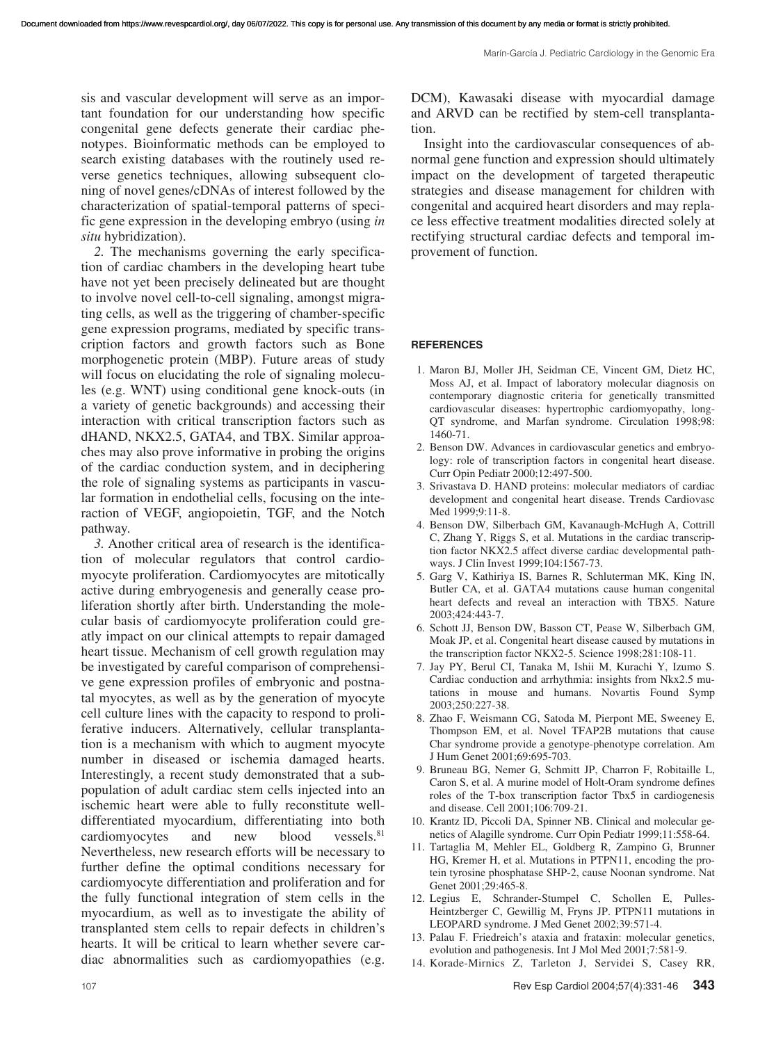sis and vascular development will serve as an important foundation for our understanding how specific congenital gene defects generate their cardiac phenotypes. Bioinformatic methods can be employed to search existing databases with the routinely used reverse genetics techniques, allowing subsequent cloning of novel genes/cDNAs of interest followed by the characterization of spatial-temporal patterns of specific gene expression in the developing embryo (using *in situ* hybridization).

*2.* The mechanisms governing the early specification of cardiac chambers in the developing heart tube have not yet been precisely delineated but are thought to involve novel cell-to-cell signaling, amongst migrating cells, as well as the triggering of chamber-specific gene expression programs, mediated by specific transcription factors and growth factors such as Bone morphogenetic protein (MBP). Future areas of study will focus on elucidating the role of signaling molecules (e.g. WNT) using conditional gene knock-outs (in a variety of genetic backgrounds) and accessing their interaction with critical transcription factors such as dHAND, NKX2.5, GATA4, and TBX. Similar approaches may also prove informative in probing the origins of the cardiac conduction system, and in deciphering the role of signaling systems as participants in vascular formation in endothelial cells, focusing on the interaction of VEGF, angiopoietin, TGF, and the Notch pathway.

*3.* Another critical area of research is the identification of molecular regulators that control cardiomyocyte proliferation. Cardiomyocytes are mitotically active during embryogenesis and generally cease proliferation shortly after birth. Understanding the molecular basis of cardiomyocyte proliferation could greatly impact on our clinical attempts to repair damaged heart tissue. Mechanism of cell growth regulation may be investigated by careful comparison of comprehensive gene expression profiles of embryonic and postnatal myocytes, as well as by the generation of myocyte cell culture lines with the capacity to respond to proliferative inducers. Alternatively, cellular transplantation is a mechanism with which to augment myocyte number in diseased or ischemia damaged hearts. Interestingly, a recent study demonstrated that a subpopulation of adult cardiac stem cells injected into an ischemic heart were able to fully reconstitute well-differentiated myocardium, differentiating into both cardiomyocytes and new blood vessels.[81] Nevertheless, new research efforts will be necessary to further define the optimal conditions necessary for cardiomyocyte differentiation and proliferation and for the fully functional integration of stem cells in the myocardium, as well as to investigate the ability of transplanted stem cells to repair defects in children's hearts. It will be critical to learn whether severe cardiac abnormalities such as cardiomyopathies (e.g. DCM), Kawasaki disease with myocardial damage and ARVD can be rectified by stem-cell transplantation.

Insight into the cardiovascular consequences of abnormal gene function and expression should ultimately impact on the development of targeted therapeutic strategies and disease management for children with congenital and acquired heart disorders and may replace less effective treatment modalities directed solely at rectifying structural cardiac defects and temporal improvement of function.

## REFERENCES

1. Maron BJ, Moller JH, Seidman CE, Vincent GM, Dietz HC, Moss AJ, et al. Impact of laboratory molecular diagnosis on contemporary diagnostic criteria for genetically transmitted cardiovascular diseases: hypertrophic cardiomyopathy, long-QT syndrome, and Marfan syndrome. Circulation 1998;98: 1460-71.
2. Benson DW. Advances in cardiovascular genetics and embryology: role of transcription factors in congenital heart disease. Curr Opin Pediatr 2000;12:497-500.
3. Srivastava D. HAND proteins: molecular mediators of cardiac development and congenital heart disease. Trends Cardiovasc Med 1999;9:11-8.
4. Benson DW, Silberbach GM, Kavanaugh-McHugh A, Cottrill C, Zhang Y, Riggs S, et al. Mutations in the cardiac transcription factor NKX2.5 affect diverse cardiac developmental pathways. J Clin Invest 1999;104:1567-73.
5. Garg V, Kathiriya IS, Barnes R, Schluterman MK, King IN, Butler CA, et al. GATA4 mutations cause human congenital heart defects and reveal an interaction with TBX5. Nature 2003;424:443-7.
6. Schott JJ, Benson DW, Basson CT, Pease W, Silberbach GM, Moak JP, et al. Congenital heart disease caused by mutations in the transcription factor NKX2-5. Science 1998;281:108-11.
7. Jay PY, Berul CI, Tanaka M, Ishii M, Kurachi Y, Izumo S. Cardiac conduction and arrhythmia: insights from Nkx2.5 mutations in mouse and humans. Novartis Found Symp 2003;250:227-38.
8. Zhao F, Weismann CG, Satoda M, Pierpont ME, Sweeney E, Thompson EM, et al. Novel TFAP2B mutations that cause Char syndrome provide a genotype-phenotype correlation. Am J Hum Genet 2001;69:695-703.
9. Bruneau BG, Nemer G, Schmitt JP, Charron F, Robitaille L, Caron S, et al. A murine model of Holt-Oram syndrome defines roles of the T-box transcription factor Tbx5 in cardiogenesis and disease. Cell 2001;106:709-21.
10. Krantz ID, Piccoli DA, Spinner NB. Clinical and molecular genetics of Alagille syndrome. Curr Opin Pediatr 1999;11:558-64.
11. Tartaglia M, Mehler EL, Goldberg R, Zampino G, Brunner HG, Kremer H, et al. Mutations in PTPN11, encoding the protein tyrosine phosphatase SHP-2, cause Noonan syndrome. Nat Genet 2001;29:465-8.
12. Legius E, Schrander-Stumpel C, Schollen E, Pulles-Heintzberger C, Gewillig M, Fryns JP. PTPN11 mutations in LEOPARD syndrome. J Med Genet 2002;39:571-4.
13. Palau F. Friedreich's ataxia and frataxin: molecular genetics, evolution and pathogenesis. Int J Mol Med 2001;7:581-9.
14. Korade-Mirnics Z, Tarleton J, Servidei S, Casey RR,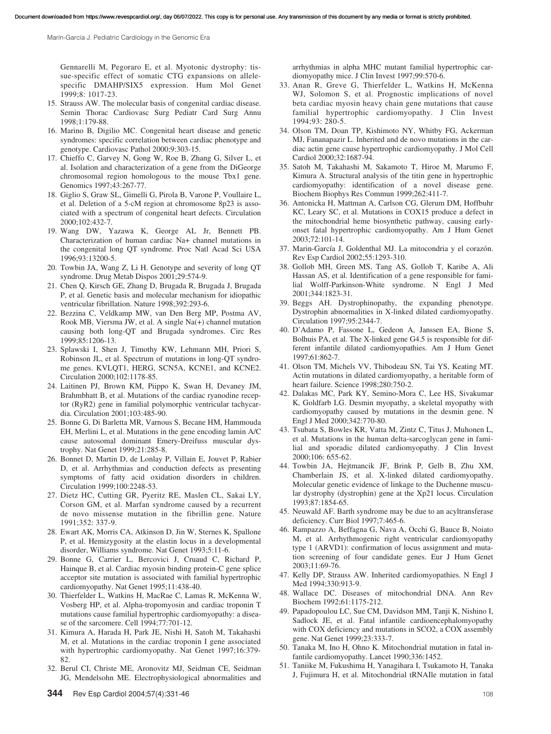Gennarelli M, Pegoraro E, et al. Myotonic dystrophy: tissue-specific effect of somatic CTG expansions on allele-specific DMAHP/SIX5 expression. Hum Mol Genet 1999;8: 1017-23.

15. Strauss AW. The molecular basis of congenital cardiac disease. Semin Thorac Cardiovasc Surg Pediatr Card Surg Annu 1998;1:179-88.
16. Marino B, Digilio MC. Congenital heart disease and genetic syndromes: specific correlation between cardiac phenotype and genotype. Cardiovasc Pathol 2000;9:303-15.
17. Chieffo C, Garvey N, Gong W, Roe B, Zhang G, Silver L, et al. Isolation and characterization of a gene from the DiGeorge chromosomal region homologous to the mouse Tbx1 gene. Genomics 1997;43:267-77.
18. Giglio S, Graw SL, Gimelli G, Pirola B, Varone P, Voullaire L, et al. Deletion of a 5-cM region at chromosome 8p23 is associated with a spectrum of congenital heart defects. Circulation 2000;102:432-7.
19. Wang DW, Yazawa K, George AL Jr, Bennett PB. Characterization of human cardiac Na+ channel mutations in the congenital long QT syndrome. Proc Natl Acad Sci USA 1996;93:13200-5.
20. Towbin JA, Wang Z, Li H. Genotype and severity of long QT syndrome. Drug Metab Dispos 2001;29:574-9.
21. Chen Q, Kirsch GE, Zhang D, Brugada R, Brugada J, Brugada P, et al. Genetic basis and molecular mechanism for idiopathic ventricular fibrillation. Nature 1998;392:293-6.
22. Bezzina C, Veldkamp MW, van Den Berg MP, Postma AV, Rook MB, Viersma JW, et al. A single Na(+) channel mutation causing both long-QT and Brugada syndromes. Circ Res 1999;85:1206-13.
23. Splawski I, Shen J, Timothy KW, Lehmann MH, Priori S, Robinson JL, et al. Spectrum of mutations in long-QT syndrome genes. KVLQT1, HERG, SCN5A, KCNE1, and KCNE2. Circulation 2000;102:1178-85.
24. Laitinen PJ, Brown KM, Piippo K, Swan H, Devaney JM, Brahmbhatt B, et al. Mutations of the cardiac ryanodine receptor (RyR2) gene in familial polymorphic ventricular tachycardia. Circulation 2001;103:485-90.
25. Bonne G, Di Barletta MR, Varnous S, Becane HM, Hammouda EH, Merlini L, et al. Mutations in the gene encoding lamin A/C cause autosomal dominant Emery-Dreifuss muscular dystrophy. Nat Genet 1999;21:285-8.
26. Bonnet D, Martin D, de Lonlay P, Villain E, Jouvet P, Rabier D, et al. Arrhythmias and conduction defects as presenting symptoms of fatty acid oxidation disorders in children. Circulation 1999;100:2248-53.
27. Dietz HC, Cutting GR, Pyeritz RE, Maslen CL, Sakai LY, Corson GM, et al. Marfan syndrome caused by a recurrent de novo missense mutation in the fibrillin gene. Nature 1991;352: 337-9.
28. Ewart AK, Morris CA, Atkinson D, Jin W, Sternes K, Spallone P, et al. Hemizygosity at the elastin locus in a developmental disorder, Williams syndrome. Nat Genet 1993;5:11-6.
29. Bonne G, Carrier L, Bercovici J, Cruaud C, Richard P, Hainque B, et al. Cardiac myosin binding protein-C gene splice acceptor site mutation is associated with familial hypertrophic cardiomyopathy. Nat Genet 1995;11:438-40.
30. Thierfelder L, Watkins H, MacRae C, Lamas R, McKenna W, Vosberg HP, et al. Alpha-tropomyosin and cardiac troponin T mutations cause familial hypertrophic cardiomyopathy: a disease of the sarcomere. Cell 1994;77:701-12.
31. Kimura A, Harada H, Park JE, Nishi H, Satoh M, Takahashi M, et al. Mutations in the cardiac troponin I gene associated with hypertrophic cardiomyopathy. Nat Genet 1997;16:379-82.
32. Berul CI, Christe ME, Aronovitz MJ, Seidman CE, Seidman JG, Mendelsohn ME. Electrophysiological abnormalities and arrhythmias in alpha MHC mutant familial hypertrophic cardiomyopathy mice. J Clin Invest 1997;99:570-6.
33. Anan R, Greve G, Thierfelder L, Watkins H, McKenna WJ, Solomon S, et al. Prognostic implications of novel beta cardiac myosin heavy chain gene mutations that cause familial hypertrophic cardiomyopathy. J Clin Invest 1994;93: 280-5.
34. Olson TM, Doan TP, Kishimoto NY, Whitby FG, Ackerman MJ, Fananapazir L. Inherited and de novo mutations in the cardiac actin gene cause hypertrophic cardiomyopathy. J Mol Cell Cardiol 2000;32:1687-94.
35. Satoh M, Takahashi M, Sakamoto T, Hiroe M, Marumo F, Kimura A. Structural analysis of the titin gene in hypertrophic cardiomyopathy: identification of a novel disease gene. Biochem Biophys Res Commun 1999;262:411-7.
36. Antonicka H, Mattman A, Carlson CG, Glerum DM, Hoffbuhr KC, Leary SC, et al. Mutations in COX15 produce a defect in the mitochondrial heme biosynthetic pathway, causing early-onset fatal hypertrophic cardiomyopathy. Am J Hum Genet 2003;72:101-14.
37. Marin-García J, Goldenthal MJ. La mitocondria y el corazón. Rev Esp Cardiol 2002;55:1293-310.
38. Gollob MH, Green MS, Tang AS, Gollob T, Karibe A, Ali Hassan AS, et al. Identification of a gene responsible for familial Wolff-Parkinson-White syndrome. N Engl J Med 2001;344:1823-31.
39. Beggs AH. Dystrophinopathy, the expanding phenotype. Dystrophin abnormalities in X-linked dilated cardiomyopathy. Circulation 1997;95:2344-7.
40. D'Adamo P, Fassone L, Gedeon A, Janssen EA, Bione S, Bolhuis PA, et al. The X-linked gene G4.5 is responsible for different infantile dilated cardiomyopathies. Am J Hum Genet 1997;61:862-7.
41. Olson TM, Michels VV, Thibodeau SN, Tai YS, Keating MT. Actin mutations in dilated cardiomyopathy, a heritable form of heart failure. Science 1998;280:750-2.
42. Dalakas MC, Park KY, Semino-Mora C, Lee HS, Sivakumar K, Goldfarb LG. Desmin myopathy, a skeletal myopathy with cardiomyopathy caused by mutations in the desmin gene. N Engl J Med 2000;342:770-80.
43. Tsubata S, Bowles KR, Vatta M, Zintz C, Titus J, Muhonen L, et al. Mutations in the human delta-sarcoglycan gene in familial and sporadic dilated cardiomyopathy. J Clin Invest 2000;106: 655-62.
44. Towbin JA, Hejtmancik JF, Brink P, Gelb B, Zhu XM, Chamberlain JS, et al. X-linked dilated cardiomyopathy. Molecular genetic evidence of linkage to the Duchenne muscular dystrophy (dystrophin) gene at the Xp21 locus. Circulation 1993;87:1854-65.
45. Neuwald AF. Barth syndrome may be due to an acyltransferase deficiency. Curr Biol 1997;7:465-6.
46. Rampazzo A, Beffagna G, Nava A, Occhi G, Bauce B, Noiato M, et al. Arrhythmogenic right ventricular cardiomyopathy type 1 (ARVD1): confirmation of locus assignment and mutation screening of four candidate genes. Eur J Hum Genet 2003;11:69-76.
47. Kelly DP, Strauss AW. Inherited cardiomyopathies. N Engl J Med 1994;330:913-9.
48. Wallace DC. Diseases of mitochondrial DNA. Ann Rev Biochem 1992;61:1175-212.
49. Papadopoulou LC, Sue CM, Davidson MM, Tanji K, Nishino I, Sadlock JE, et al. Fatal infantile cardioencephalomyopathy with COX deficiency and mutations in SCO2, a COX assembly gene. Nat Genet 1999;23:333-7.
50. Tanaka M, Ino H, Ohno K. Mitochondrial mutation in fatal infantile cardiomyopathy. Lancet 1990;336:1452.
51. Taniike M, Fukushima H, Yanagihara I, Tsukamoto H, Tanaka J, Fujimura H, et al. Mitochondrial tRNAIle mutation in fatal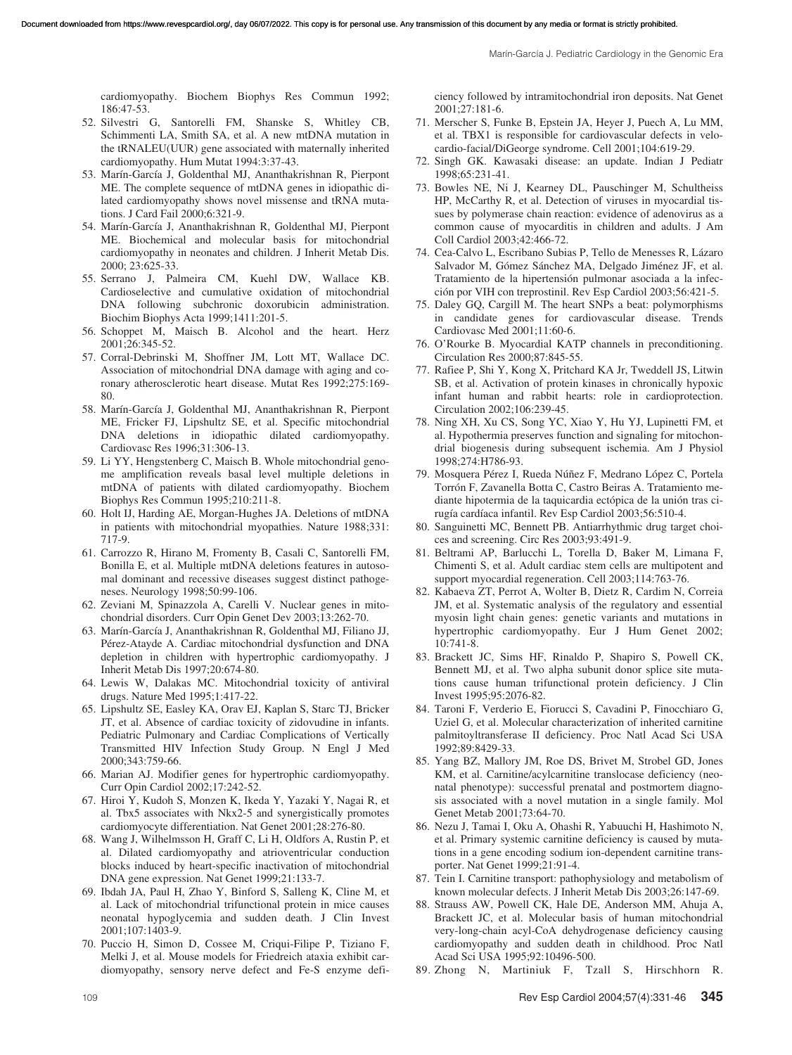cardiomyopathy. Biochem Biophys Res Commun 1992; 186:47-53.

52. Silvestri G, Santorelli FM, Shanske S, Whitley CB, Schimmenti LA, Smith SA, et al. A new mtDNA mutation in the tRNALEU(UUR) gene associated with maternally inherited cardiomyopathy. Hum Mutat 1994:3:37-43.
53. Marín-García J, Goldenthal MJ, Ananthakrishnan R, Pierpont ME. The complete sequence of mtDNA genes in idiopathic dilated cardiomyopathy shows novel missense and tRNA mutations. J Card Fail 2000;6:321-9.
54. Marín-García J, Ananthakrishnan R, Goldenthal MJ, Pierpont ME. Biochemical and molecular basis for mitochondrial cardiomyopathy in neonates and children. J Inherit Metab Dis. 2000; 23:625-33.
55. Serrano J, Palmeira CM, Kuehl DW, Wallace KB. Cardioselective and cumulative oxidation of mitochondrial DNA following subchronic doxorubicin administration. Biochim Biophys Acta 1999;1411:201-5.
56. Schoppet M, Maisch B. Alcohol and the heart. Herz 2001;26:345-52.
57. Corral-Debrinski M, Shoffner JM, Lott MT, Wallace DC. Association of mitochondrial DNA damage with aging and coronary atherosclerotic heart disease. Mutat Res 1992;275:169-80.
58. Marín-García J, Goldenthal MJ, Ananthakrishnan R, Pierpont ME, Fricker FJ, Lipshultz SE, et al. Specific mitochondrial DNA deletions in idiopathic dilated cardiomyopathy. Cardiovasc Res 1996;31:306-13.
59. Li YY, Hengstenberg C, Maisch B. Whole mitochondrial genome amplification reveals basal level multiple deletions in mtDNA of patients with dilated cardiomyopathy. Biochem Biophys Res Commun 1995;210:211-8.
60. Holt IJ, Harding AE, Morgan-Hughes JA. Deletions of mtDNA in patients with mitochondrial myopathies. Nature 1988;331: 717-9.
61. Carrozzo R, Hirano M, Fromenty B, Casali C, Santorelli FM, Bonilla E, et al. Multiple mtDNA deletions features in autosomal dominant and recessive diseases suggest distinct pathogeneses. Neurology 1998;50:99-106.
62. Zeviani M, Spinazzola A, Carelli V. Nuclear genes in mitochondrial disorders. Curr Opin Genet Dev 2003;13:262-70.
63. Marín-García J, Ananthakrishnan R, Goldenthal MJ, Filiano JJ, Pérez-Atayde A. Cardiac mitochondrial dysfunction and DNA depletion in children with hypertrophic cardiomyopathy. J Inherit Metab Dis 1997;20:674-80.
64. Lewis W, Dalakas MC. Mitochondrial toxicity of antiviral drugs. Nature Med 1995;1:417-22.
65. Lipshultz SE, Easley KA, Orav EJ, Kaplan S, Starc TJ, Bricker JT, et al. Absence of cardiac toxicity of zidovudine in infants. Pediatric Pulmonary and Cardiac Complications of Vertically Transmitted HIV Infection Study Group. N Engl J Med 2000;343:759-66.
66. Marian AJ. Modifier genes for hypertrophic cardiomyopathy. Curr Opin Cardiol 2002;17:242-52.
67. Hiroi Y, Kudoh S, Monzen K, Ikeda Y, Yazaki Y, Nagai R, et al. Tbx5 associates with Nkx2-5 and synergistically promotes cardiomyocyte differentiation. Nat Genet 2001;28:276-80.
68. Wang J, Wilhelmsson H, Graff C, Li H, Oldfors A, Rustin P, et al. Dilated cardiomyopathy and atrioventricular conduction blocks induced by heart-specific inactivation of mitochondrial DNA gene expression. Nat Genet 1999;21:133-7.
69. Ibdah JA, Paul H, Zhao Y, Binford S, Salleng K, Cline M, et al. Lack of mitochondrial trifunctional protein in mice causes neonatal hypoglycemia and sudden death. J Clin Invest 2001;107:1403-9.
70. Puccio H, Simon D, Cossee M, Criqui-Filipe P, Tiziano F, Melki J, et al. Mouse models for Friedreich ataxia exhibit cardiomyopathy, sensory nerve defect and Fe-S enzyme deficiency followed by intramitochondrial iron deposits. Nat Genet 2001;27:181-6.
71. Merscher S, Funke B, Epstein JA, Heyer J, Puech A, Lu MM, et al. TBX1 is responsible for cardiovascular defects in velo-cardio-facial/DiGeorge syndrome. Cell 2001;104:619-29.
72. Singh GK. Kawasaki disease: an update. Indian J Pediatr 1998;65:231-41.
73. Bowles NE, Ni J, Kearney DL, Pauschinger M, Schultheiss HP, McCarthy R, et al. Detection of viruses in myocardial tissues by polymerase chain reaction: evidence of adenovirus as a common cause of myocarditis in children and adults. J Am Coll Cardiol 2003;42:466-72.
74. Cea-Calvo L, Escribano Subias P, Tello de Menesses R, Lázaro Salvador M, Gómez Sánchez MA, Delgado Jiménez JF, et al. Tratamiento de la hipertensión pulmonar asociada a la infección por VIH con treprostinil. Rev Esp Cardiol 2003;56:421-5.
75. Daley GQ, Cargill M. The heart SNPs a beat: polymorphisms in candidate genes for cardiovascular disease. Trends Cardiovasc Med 2001;11:60-6.
76. O'Rourke B. Myocardial KATP channels in preconditioning. Circulation Res 2000;87:845-55.
77. Rafiee P, Shi Y, Kong X, Pritchard KA Jr, Tweddell JS, Litwin SB, et al. Activation of protein kinases in chronically hypoxic infant human and rabbit hearts: role in cardioprotection. Circulation 2002;106:239-45.
78. Ning XH, Xu CS, Song YC, Xiao Y, Hu YJ, Lupinetti FM, et al. Hypothermia preserves function and signaling for mitochondrial biogenesis during subsequent ischemia. Am J Physiol 1998;274:H786-93.
79. Mosquera Pérez I, Rueda Núñez F, Medrano López C, Portela Torrón F, Zavanella Botta C, Castro Beiras A. Tratamiento mediante hipotermia de la taquicardia ectópica de la unión tras cirugía cardíaca infantil. Rev Esp Cardiol 2003;56:510-4.
80. Sanguinetti MC, Bennett PB. Antiarrhythmic drug target choices and screening. Circ Res 2003;93:491-9.
81. Beltrami AP, Barlucchi L, Torella D, Baker M, Limana F, Chimenti S, et al. Adult cardiac stem cells are multipotent and support myocardial regeneration. Cell 2003;114:763-76.
82. Kabaeva ZT, Perrot A, Wolter B, Dietz R, Cardim N, Correia JM, et al. Systematic analysis of the regulatory and essential myosin light chain genes: genetic variants and mutations in hypertrophic cardiomyopathy. Eur J Hum Genet 2002; 10:741-8.
83. Brackett JC, Sims HF, Rinaldo P, Shapiro S, Powell CK, Bennett MJ, et al. Two alpha subunit donor splice site mutations cause human trifunctional protein deficiency. J Clin Invest 1995;95:2076-82.
84. Taroni F, Verderio E, Fiorucci S, Cavadini P, Finocchiaro G, Uziel G, et al. Molecular characterization of inherited carnitine palmitoyltransferase II deficiency. Proc Natl Acad Sci USA 1992;89:8429-33.
85. Yang BZ, Mallory JM, Roe DS, Brivet M, Strobel GD, Jones KM, et al. Carnitine/acylcarnitine translocase deficiency (neonatal phenotype): successful prenatal and postmortem diagnosis associated with a novel mutation in a single family. Mol Genet Metab 2001;73:64-70.
86. Nezu J, Tamai I, Oku A, Ohashi R, Yabuuchi H, Hashimoto N, et al. Primary systemic carnitine deficiency is caused by mutations in a gene encoding sodium ion-dependent carnitine transporter. Nat Genet 1999;21:91-4.
87. Tein I. Carnitine transport: pathophysiology and metabolism of known molecular defects. J Inherit Metab Dis 2003;26:147-69.
88. Strauss AW, Powell CK, Hale DE, Anderson MM, Ahuja A, Brackett JC, et al. Molecular basis of human mitochondrial very-long-chain acyl-CoA dehydrogenase deficiency causing cardiomyopathy and sudden death in childhood. Proc Natl Acad Sci USA 1995;92:10496-500.
89. Zhong N, Martiniuk F, Tzall S, Hirschhorn R.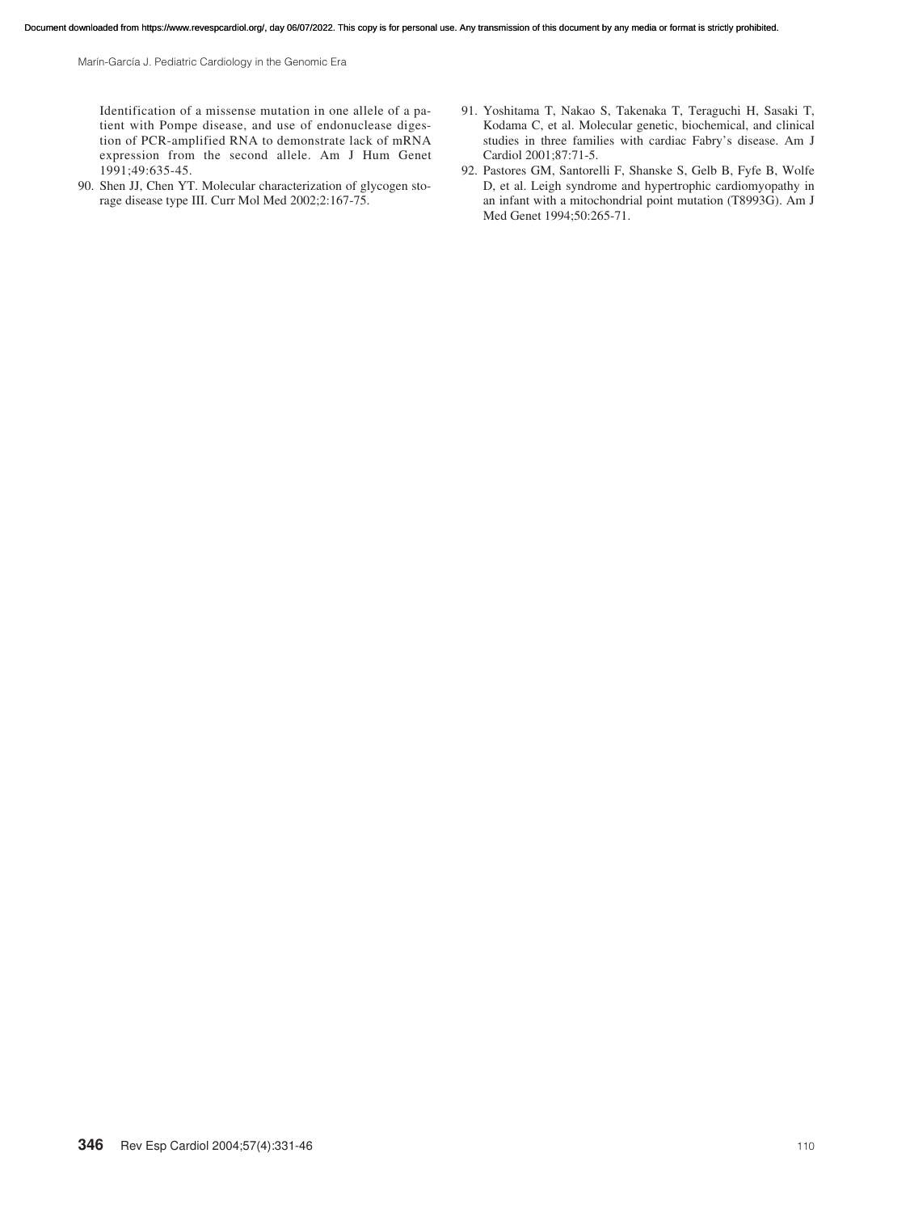Identification of a missense mutation in one allele of a patient with Pompe disease, and use of endonuclease digestion of PCR-amplified RNA to demonstrate lack of mRNA expression from the second allele. Am J Hum Genet 1991;49:635-45.

90. Shen JJ, Chen YT. Molecular characterization of glycogen storage disease type III. Curr Mol Med 2002;2:167-75.
91. Yoshitama T, Nakao S, Takenaka T, Teraguchi H, Sasaki T, Kodama C, et al. Molecular genetic, biochemical, and clinical studies in three families with cardiac Fabry's disease. Am J Cardiol 2001;87:71-5.
92. Pastores GM, Santorelli F, Shanske S, Gelb B, Fyfe B, Wolfe D, et al. Leigh syndrome and hypertrophic cardiomyopathy in an infant with a mitochondrial point mutation (T8993G). Am J Med Genet 1994;50:265-71.